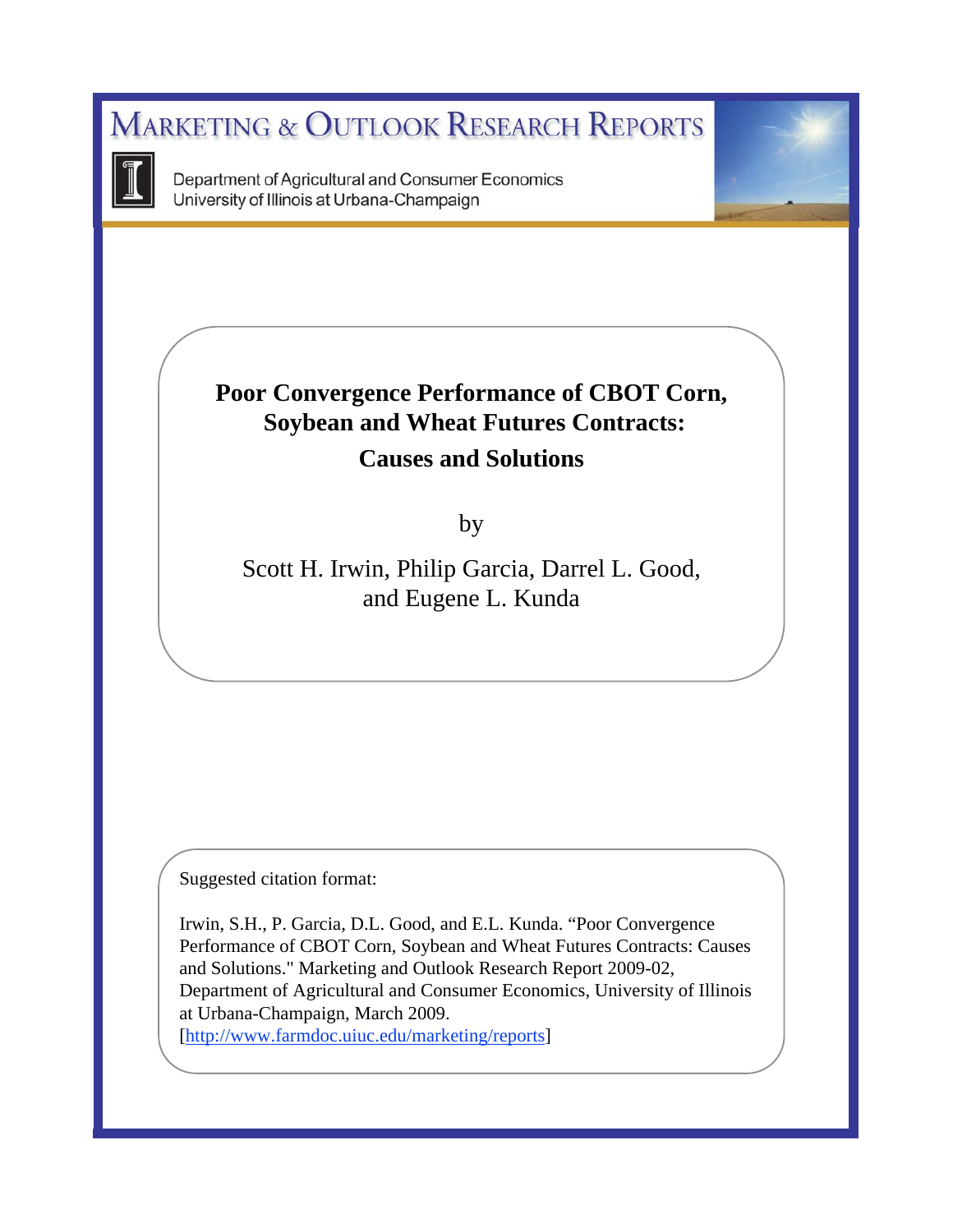# Marketing & Outlook Research Reports

Department of Agricultural and Consumer Economics
University of Illinois at Urbana-Champaign

## Poor Convergence Performance of CBOT Corn, Soybean and Wheat Futures Contracts: Causes and Solutions

by

Scott H. Irwin, Philip Garcia, Darrel L. Good, and Eugene L. Kunda

Suggested citation format:

Irwin, S.H., P. Garcia, D.L. Good, and E.L. Kunda. "Poor Convergence Performance of CBOT Corn, Soybean and Wheat Futures Contracts: Causes and Solutions." Marketing and Outlook Research Report 2009-02, Department of Agricultural and Consumer Economics, University of Illinois at Urbana-Champaign, March 2009.
[http://www.farmdoc.uiuc.edu/marketing/reports]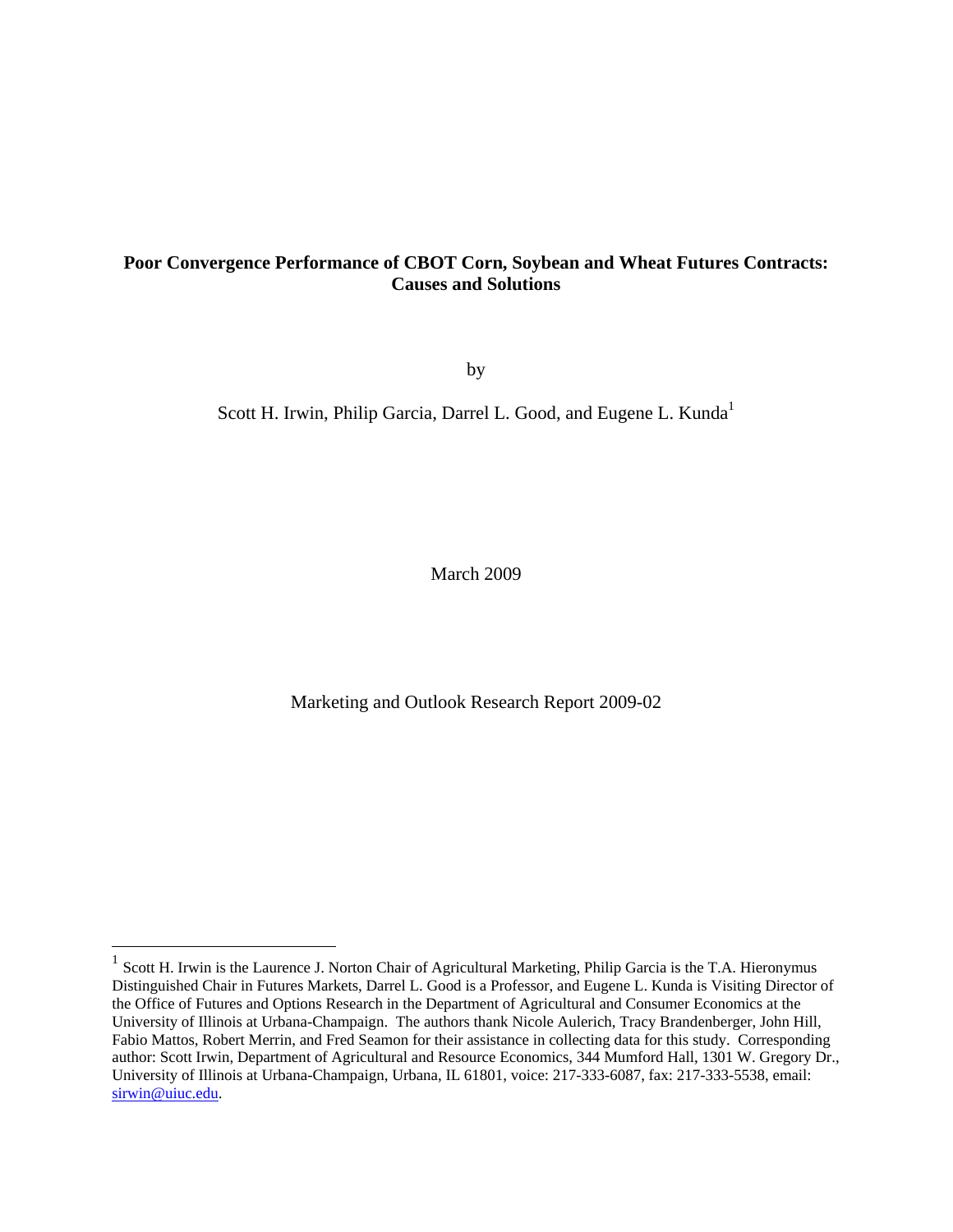**Poor Convergence Performance of CBOT Corn, Soybean and Wheat Futures Contracts: Causes and Solutions**

by

Scott H. Irwin, Philip Garcia, Darrel L. Good, and Eugene L. Kunda[1]

March 2009

Marketing and Outlook Research Report 2009-02

---

[1] Scott H. Irwin is the Laurence J. Norton Chair of Agricultural Marketing, Philip Garcia is the T.A. Hieronymus Distinguished Chair in Futures Markets, Darrel L. Good is a Professor, and Eugene L. Kunda is Visiting Director of the Office of Futures and Options Research in the Department of Agricultural and Consumer Economics at the University of Illinois at Urbana-Champaign. The authors thank Nicole Aulerich, Tracy Brandenberger, John Hill, Fabio Mattos, Robert Merrin, and Fred Seamon for their assistance in collecting data for this study. Corresponding author: Scott Irwin, Department of Agricultural and Resource Economics, 344 Mumford Hall, 1301 W. Gregory Dr., University of Illinois at Urbana-Champaign, Urbana, IL 61801, voice: 217-333-6087, fax: 217-333-5538, email: sirwin@uiuc.edu.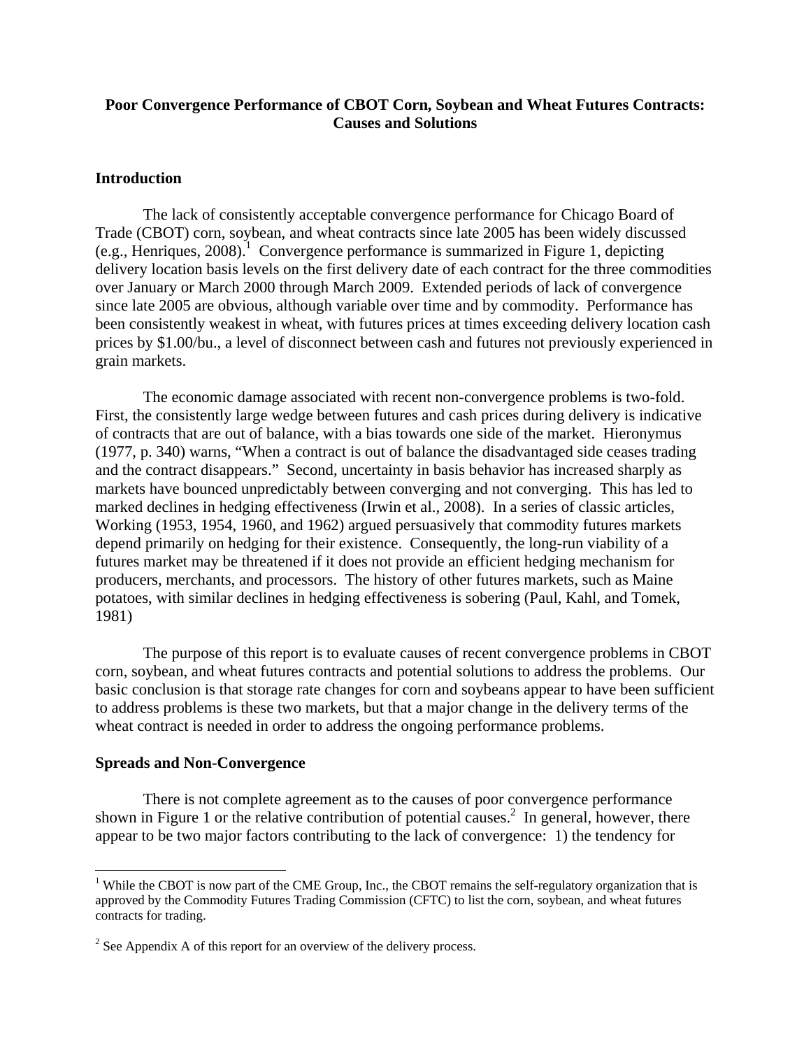**Poor Convergence Performance of CBOT Corn, Soybean and Wheat Futures Contracts: Causes and Solutions**

## Introduction

The lack of consistently acceptable convergence performance for Chicago Board of Trade (CBOT) corn, soybean, and wheat contracts since late 2005 has been widely discussed (e.g., Henriques, 2008).[1] Convergence performance is summarized in Figure 1, depicting delivery location basis levels on the first delivery date of each contract for the three commodities over January or March 2000 through March 2009. Extended periods of lack of convergence since late 2005 are obvious, although variable over time and by commodity. Performance has been consistently weakest in wheat, with futures prices at times exceeding delivery location cash prices by \$1.00/bu., a level of disconnect between cash and futures not previously experienced in grain markets.

The economic damage associated with recent non-convergence problems is two-fold. First, the consistently large wedge between futures and cash prices during delivery is indicative of contracts that are out of balance, with a bias towards one side of the market. Hieronymus (1977, p. 340) warns, "When a contract is out of balance the disadvantaged side ceases trading and the contract disappears." Second, uncertainty in basis behavior has increased sharply as markets have bounced unpredictably between converging and not converging. This has led to marked declines in hedging effectiveness (Irwin et al., 2008). In a series of classic articles, Working (1953, 1954, 1960, and 1962) argued persuasively that commodity futures markets depend primarily on hedging for their existence. Consequently, the long-run viability of a futures market may be threatened if it does not provide an efficient hedging mechanism for producers, merchants, and processors. The history of other futures markets, such as Maine potatoes, with similar declines in hedging effectiveness is sobering (Paul, Kahl, and Tomek, 1981)

The purpose of this report is to evaluate causes of recent convergence problems in CBOT corn, soybean, and wheat futures contracts and potential solutions to address the problems. Our basic conclusion is that storage rate changes for corn and soybeans appear to have been sufficient to address problems is these two markets, but that a major change in the delivery terms of the wheat contract is needed in order to address the ongoing performance problems.

## Spreads and Non-Convergence

There is not complete agreement as to the causes of poor convergence performance shown in Figure 1 or the relative contribution of potential causes.[2] In general, however, there appear to be two major factors contributing to the lack of convergence: 1) the tendency for

---

[1] While the CBOT is now part of the CME Group, Inc., the CBOT remains the self-regulatory organization that is approved by the Commodity Futures Trading Commission (CFTC) to list the corn, soybean, and wheat futures contracts for trading.

[2] See Appendix A of this report for an overview of the delivery process.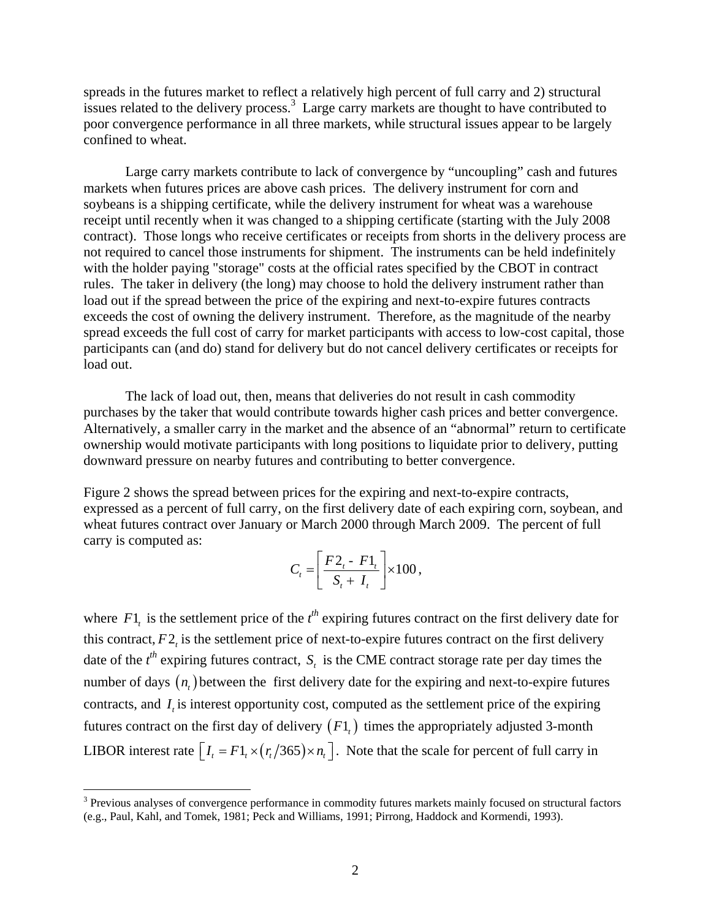spreads in the futures market to reflect a relatively high percent of full carry and 2) structural issues related to the delivery process.[3] Large carry markets are thought to have contributed to poor convergence performance in all three markets, while structural issues appear to be largely confined to wheat.

Large carry markets contribute to lack of convergence by "uncoupling" cash and futures markets when futures prices are above cash prices. The delivery instrument for corn and soybeans is a shipping certificate, while the delivery instrument for wheat was a warehouse receipt until recently when it was changed to a shipping certificate (starting with the July 2008 contract). Those longs who receive certificates or receipts from shorts in the delivery process are not required to cancel those instruments for shipment. The instruments can be held indefinitely with the holder paying "storage" costs at the official rates specified by the CBOT in contract rules. The taker in delivery (the long) may choose to hold the delivery instrument rather than load out if the spread between the price of the expiring and next-to-expire futures contracts exceeds the cost of owning the delivery instrument. Therefore, as the magnitude of the nearby spread exceeds the full cost of carry for market participants with access to low-cost capital, those participants can (and do) stand for delivery but do not cancel delivery certificates or receipts for load out.

The lack of load out, then, means that deliveries do not result in cash commodity purchases by the taker that would contribute towards higher cash prices and better convergence. Alternatively, a smaller carry in the market and the absence of an "abnormal" return to certificate ownership would motivate participants with long positions to liquidate prior to delivery, putting downward pressure on nearby futures and contributing to better convergence.

Figure 2 shows the spread between prices for the expiring and next-to-expire contracts, expressed as a percent of full carry, on the first delivery date of each expiring corn, soybean, and wheat futures contract over January or March 2000 through March 2009. The percent of full carry is computed as:

$$C_t = \left[ \frac{F2_t - F1_t}{S_t + I_t} \right] \times 100,$$

where $F1_t$ is the settlement price of the $t^{th}$ expiring futures contract on the first delivery date for this contract, $F2_t$ is the settlement price of next-to-expire futures contract on the first delivery date of the $t^{th}$ expiring futures contract, $S_t$ is the CME contract storage rate per day times the number of days $(n_t)$ between the first delivery date for the expiring and next-to-expire futures contracts, and $I_t$ is interest opportunity cost, computed as the settlement price of the expiring futures contract on the first day of delivery $(F1_t)$ times the appropriately adjusted 3-month LIBOR interest rate $\left[ I_t = F1_t \times (r_t/365) \times n_t \right]$. Note that the scale for percent of full carry in

[3] Previous analyses of convergence performance in commodity futures markets mainly focused on structural factors (e.g., Paul, Kahl, and Tomek, 1981; Peck and Williams, 1991; Pirrong, Haddock and Kormendi, 1993).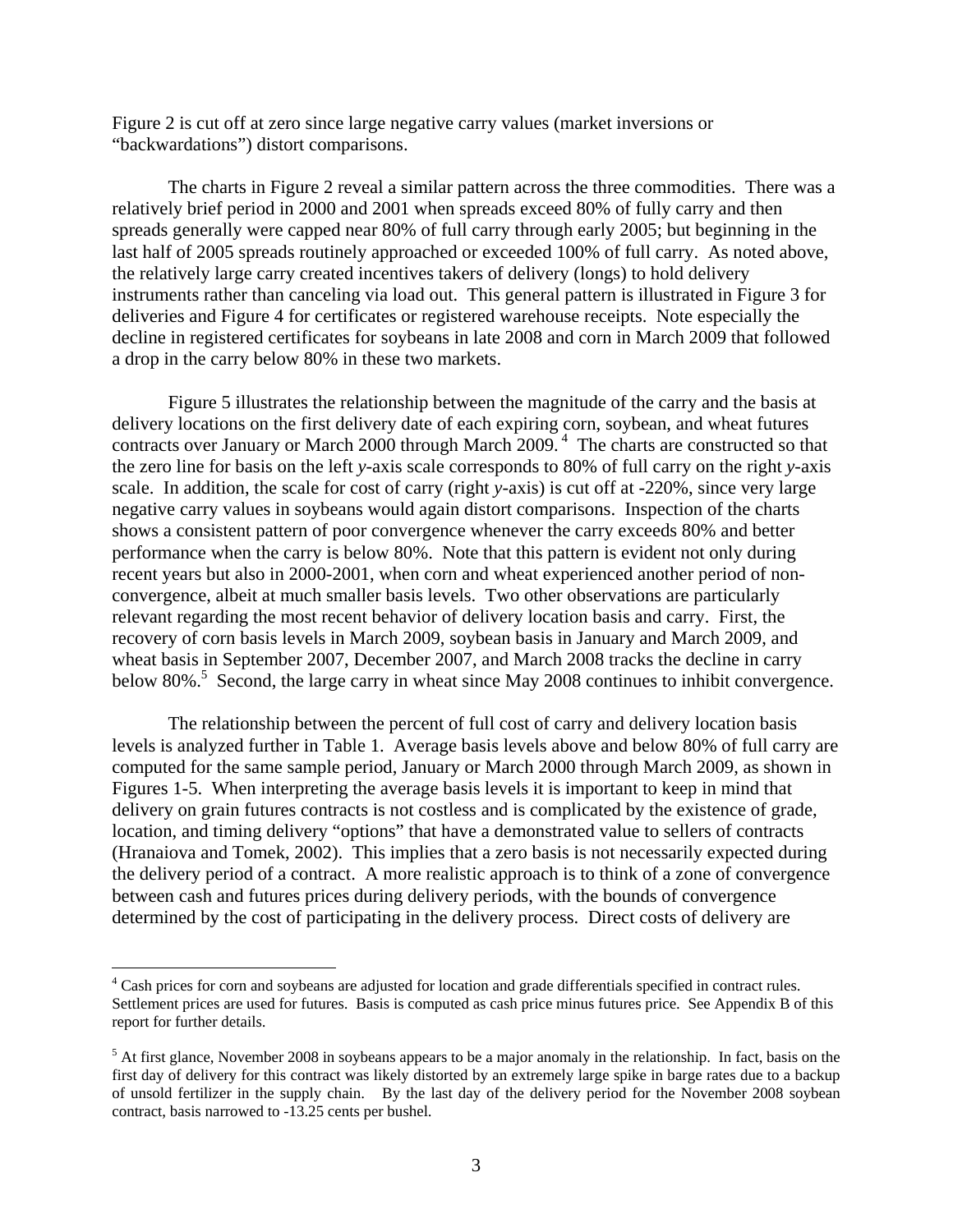Figure 2 is cut off at zero since large negative carry values (market inversions or "backwardations") distort comparisons.

The charts in Figure 2 reveal a similar pattern across the three commodities. There was a relatively brief period in 2000 and 2001 when spreads exceed 80% of fully carry and then spreads generally were capped near 80% of full carry through early 2005; but beginning in the last half of 2005 spreads routinely approached or exceeded 100% of full carry. As noted above, the relatively large carry created incentives takers of delivery (longs) to hold delivery instruments rather than canceling via load out. This general pattern is illustrated in Figure 3 for deliveries and Figure 4 for certificates or registered warehouse receipts. Note especially the decline in registered certificates for soybeans in late 2008 and corn in March 2009 that followed a drop in the carry below 80% in these two markets.

Figure 5 illustrates the relationship between the magnitude of the carry and the basis at delivery locations on the first delivery date of each expiring corn, soybean, and wheat futures contracts over January or March 2000 through March 2009.[4] The charts are constructed so that the zero line for basis on the left *y*-axis scale corresponds to 80% of full carry on the right *y*-axis scale. In addition, the scale for cost of carry (right *y*-axis) is cut off at -220%, since very large negative carry values in soybeans would again distort comparisons. Inspection of the charts shows a consistent pattern of poor convergence whenever the carry exceeds 80% and better performance when the carry is below 80%. Note that this pattern is evident not only during recent years but also in 2000-2001, when corn and wheat experienced another period of non-convergence, albeit at much smaller basis levels. Two other observations are particularly relevant regarding the most recent behavior of delivery location basis and carry. First, the recovery of corn basis levels in March 2009, soybean basis in January and March 2009, and wheat basis in September 2007, December 2007, and March 2008 tracks the decline in carry below 80%.[5] Second, the large carry in wheat since May 2008 continues to inhibit convergence.

The relationship between the percent of full cost of carry and delivery location basis levels is analyzed further in Table 1. Average basis levels above and below 80% of full carry are computed for the same sample period, January or March 2000 through March 2009, as shown in Figures 1-5. When interpreting the average basis levels it is important to keep in mind that delivery on grain futures contracts is not costless and is complicated by the existence of grade, location, and timing delivery "options" that have a demonstrated value to sellers of contracts (Hranaiova and Tomek, 2002). This implies that a zero basis is not necessarily expected during the delivery period of a contract. A more realistic approach is to think of a zone of convergence between cash and futures prices during delivery periods, with the bounds of convergence determined by the cost of participating in the delivery process. Direct costs of delivery are

---

[4] Cash prices for corn and soybeans are adjusted for location and grade differentials specified in contract rules. Settlement prices are used for futures. Basis is computed as cash price minus futures price. See Appendix B of this report for further details.

[5] At first glance, November 2008 in soybeans appears to be a major anomaly in the relationship. In fact, basis on the first day of delivery for this contract was likely distorted by an extremely large spike in barge rates due to a backup of unsold fertilizer in the supply chain. By the last day of the delivery period for the November 2008 soybean contract, basis narrowed to -13.25 cents per bushel.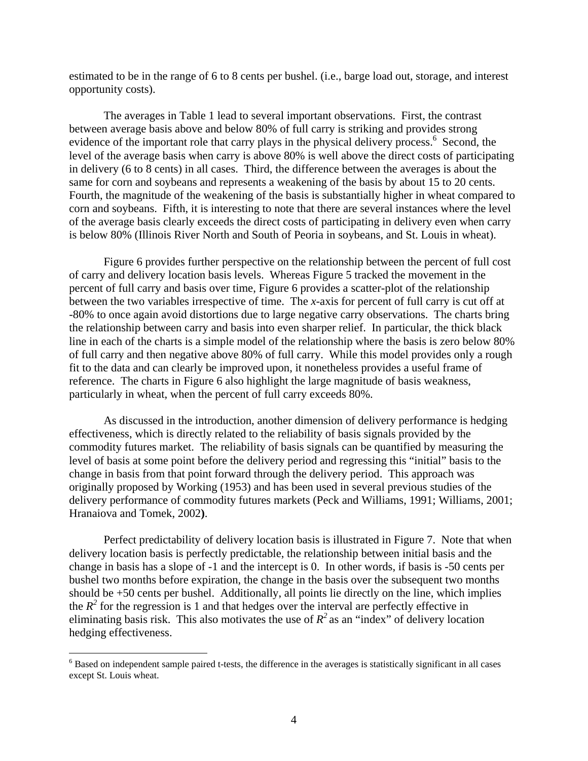estimated to be in the range of 6 to 8 cents per bushel. (i.e., barge load out, storage, and interest opportunity costs).

The averages in Table 1 lead to several important observations. First, the contrast between average basis above and below 80% of full carry is striking and provides strong evidence of the important role that carry plays in the physical delivery process.[6] Second, the level of the average basis when carry is above 80% is well above the direct costs of participating in delivery (6 to 8 cents) in all cases. Third, the difference between the averages is about the same for corn and soybeans and represents a weakening of the basis by about 15 to 20 cents. Fourth, the magnitude of the weakening of the basis is substantially higher in wheat compared to corn and soybeans. Fifth, it is interesting to note that there are several instances where the level of the average basis clearly exceeds the direct costs of participating in delivery even when carry is below 80% (Illinois River North and South of Peoria in soybeans, and St. Louis in wheat).

Figure 6 provides further perspective on the relationship between the percent of full cost of carry and delivery location basis levels. Whereas Figure 5 tracked the movement in the percent of full carry and basis over time, Figure 6 provides a scatter-plot of the relationship between the two variables irrespective of time. The *x*-axis for percent of full carry is cut off at -80% to once again avoid distortions due to large negative carry observations. The charts bring the relationship between carry and basis into even sharper relief. In particular, the thick black line in each of the charts is a simple model of the relationship where the basis is zero below 80% of full carry and then negative above 80% of full carry. While this model provides only a rough fit to the data and can clearly be improved upon, it nonetheless provides a useful frame of reference. The charts in Figure 6 also highlight the large magnitude of basis weakness, particularly in wheat, when the percent of full carry exceeds 80%.

As discussed in the introduction, another dimension of delivery performance is hedging effectiveness, which is directly related to the reliability of basis signals provided by the commodity futures market. The reliability of basis signals can be quantified by measuring the level of basis at some point before the delivery period and regressing this "initial" basis to the change in basis from that point forward through the delivery period. This approach was originally proposed by Working (1953) and has been used in several previous studies of the delivery performance of commodity futures markets (Peck and Williams, 1991; Williams, 2001; Hranaiova and Tomek, 2002**)**.

Perfect predictability of delivery location basis is illustrated in Figure 7. Note that when delivery location basis is perfectly predictable, the relationship between initial basis and the change in basis has a slope of -1 and the intercept is 0. In other words, if basis is -50 cents per bushel two months before expiration, the change in the basis over the subsequent two months should be +50 cents per bushel. Additionally, all points lie directly on the line, which implies the $R^2$ for the regression is 1 and that hedges over the interval are perfectly effective in eliminating basis risk. This also motivates the use of $R^2$ as an "index" of delivery location hedging effectiveness.

[6] Based on independent sample paired t-tests, the difference in the averages is statistically significant in all cases except St. Louis wheat.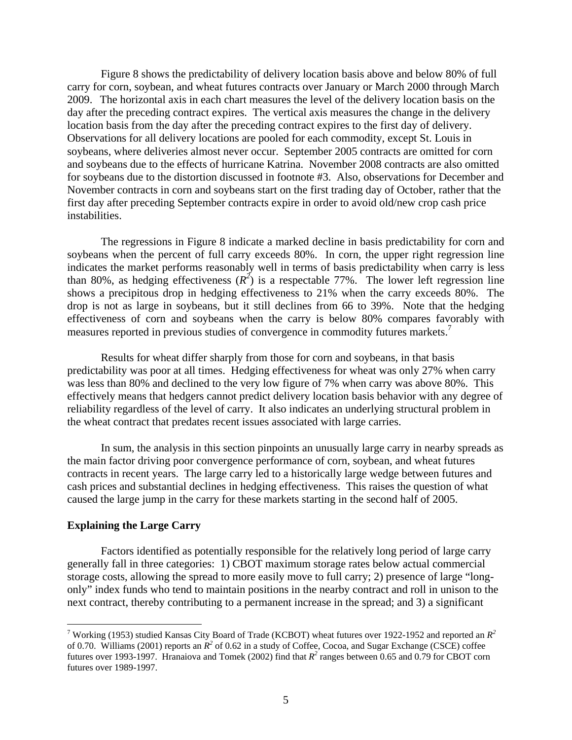Figure 8 shows the predictability of delivery location basis above and below 80% of full carry for corn, soybean, and wheat futures contracts over January or March 2000 through March 2009. The horizontal axis in each chart measures the level of the delivery location basis on the day after the preceding contract expires. The vertical axis measures the change in the delivery location basis from the day after the preceding contract expires to the first day of delivery. Observations for all delivery locations are pooled for each commodity, except St. Louis in soybeans, where deliveries almost never occur. September 2005 contracts are omitted for corn and soybeans due to the effects of hurricane Katrina. November 2008 contracts are also omitted for soybeans due to the distortion discussed in footnote #3. Also, observations for December and November contracts in corn and soybeans start on the first trading day of October, rather that the first day after preceding September contracts expire in order to avoid old/new crop cash price instabilities.

The regressions in Figure 8 indicate a marked decline in basis predictability for corn and soybeans when the percent of full carry exceeds 80%. In corn, the upper right regression line indicates the market performs reasonably well in terms of basis predictability when carry is less than 80%, as hedging effectiveness ($R^2$) is a respectable 77%. The lower left regression line shows a precipitous drop in hedging effectiveness to 21% when the carry exceeds 80%. The drop is not as large in soybeans, but it still declines from 66 to 39%. Note that the hedging effectiveness of corn and soybeans when the carry is below 80% compares favorably with measures reported in previous studies of convergence in commodity futures markets.[7]

Results for wheat differ sharply from those for corn and soybeans, in that basis predictability was poor at all times. Hedging effectiveness for wheat was only 27% when carry was less than 80% and declined to the very low figure of 7% when carry was above 80%. This effectively means that hedgers cannot predict delivery location basis behavior with any degree of reliability regardless of the level of carry. It also indicates an underlying structural problem in the wheat contract that predates recent issues associated with large carries.

In sum, the analysis in this section pinpoints an unusually large carry in nearby spreads as the main factor driving poor convergence performance of corn, soybean, and wheat futures contracts in recent years. The large carry led to a historically large wedge between futures and cash prices and substantial declines in hedging effectiveness. This raises the question of what caused the large jump in the carry for these markets starting in the second half of 2005.

**Explaining the Large Carry**

Factors identified as potentially responsible for the relatively long period of large carry generally fall in three categories: 1) CBOT maximum storage rates below actual commercial storage costs, allowing the spread to more easily move to full carry; 2) presence of large "long-only" index funds who tend to maintain positions in the nearby contract and roll in unison to the next contract, thereby contributing to a permanent increase in the spread; and 3) a significant

---

[7] Working (1953) studied Kansas City Board of Trade (KCBOT) wheat futures over 1922-1952 and reported an $R^2$ of 0.70. Williams (2001) reports an $R^2$ of 0.62 in a study of Coffee, Cocoa, and Sugar Exchange (CSCE) coffee futures over 1993-1997. Hranaiova and Tomek (2002) find that $R^2$ ranges between 0.65 and 0.79 for CBOT corn futures over 1989-1997.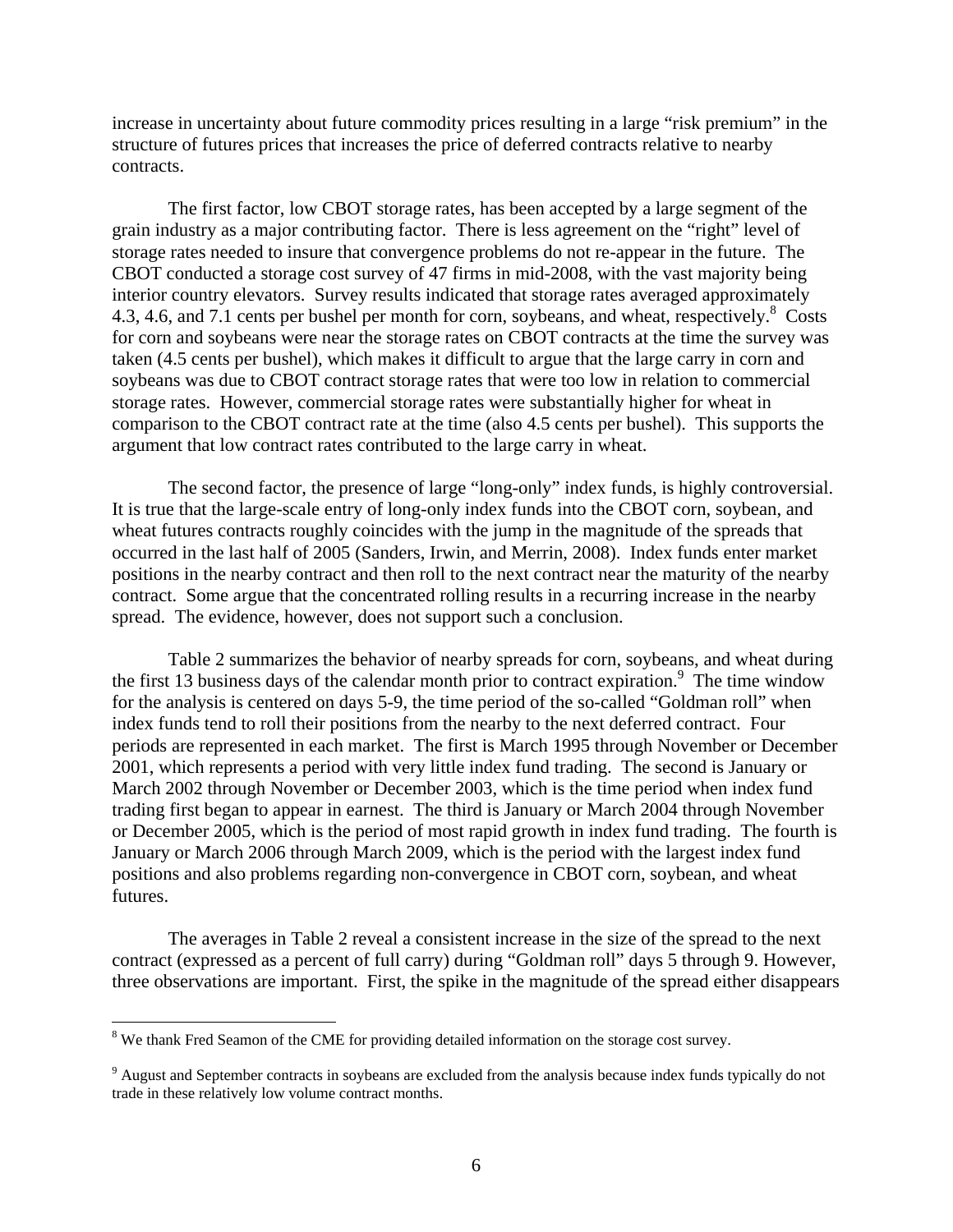increase in uncertainty about future commodity prices resulting in a large "risk premium" in the structure of futures prices that increases the price of deferred contracts relative to nearby contracts.

The first factor, low CBOT storage rates, has been accepted by a large segment of the grain industry as a major contributing factor. There is less agreement on the "right" level of storage rates needed to insure that convergence problems do not re-appear in the future. The CBOT conducted a storage cost survey of 47 firms in mid-2008, with the vast majority being interior country elevators. Survey results indicated that storage rates averaged approximately 4.3, 4.6, and 7.1 cents per bushel per month for corn, soybeans, and wheat, respectively.[8] Costs for corn and soybeans were near the storage rates on CBOT contracts at the time the survey was taken (4.5 cents per bushel), which makes it difficult to argue that the large carry in corn and soybeans was due to CBOT contract storage rates that were too low in relation to commercial storage rates. However, commercial storage rates were substantially higher for wheat in comparison to the CBOT contract rate at the time (also 4.5 cents per bushel). This supports the argument that low contract rates contributed to the large carry in wheat.

The second factor, the presence of large "long-only" index funds, is highly controversial. It is true that the large-scale entry of long-only index funds into the CBOT corn, soybean, and wheat futures contracts roughly coincides with the jump in the magnitude of the spreads that occurred in the last half of 2005 (Sanders, Irwin, and Merrin, 2008). Index funds enter market positions in the nearby contract and then roll to the next contract near the maturity of the nearby contract. Some argue that the concentrated rolling results in a recurring increase in the nearby spread. The evidence, however, does not support such a conclusion.

Table 2 summarizes the behavior of nearby spreads for corn, soybeans, and wheat during the first 13 business days of the calendar month prior to contract expiration.[9] The time window for the analysis is centered on days 5-9, the time period of the so-called "Goldman roll" when index funds tend to roll their positions from the nearby to the next deferred contract. Four periods are represented in each market. The first is March 1995 through November or December 2001, which represents a period with very little index fund trading. The second is January or March 2002 through November or December 2003, which is the time period when index fund trading first began to appear in earnest. The third is January or March 2004 through November or December 2005, which is the period of most rapid growth in index fund trading. The fourth is January or March 2006 through March 2009, which is the period with the largest index fund positions and also problems regarding non-convergence in CBOT corn, soybean, and wheat futures.

The averages in Table 2 reveal a consistent increase in the size of the spread to the next contract (expressed as a percent of full carry) during "Goldman roll" days 5 through 9. However, three observations are important. First, the spike in the magnitude of the spread either disappears

[8] We thank Fred Seamon of the CME for providing detailed information on the storage cost survey.

[9] August and September contracts in soybeans are excluded from the analysis because index funds typically do not trade in these relatively low volume contract months.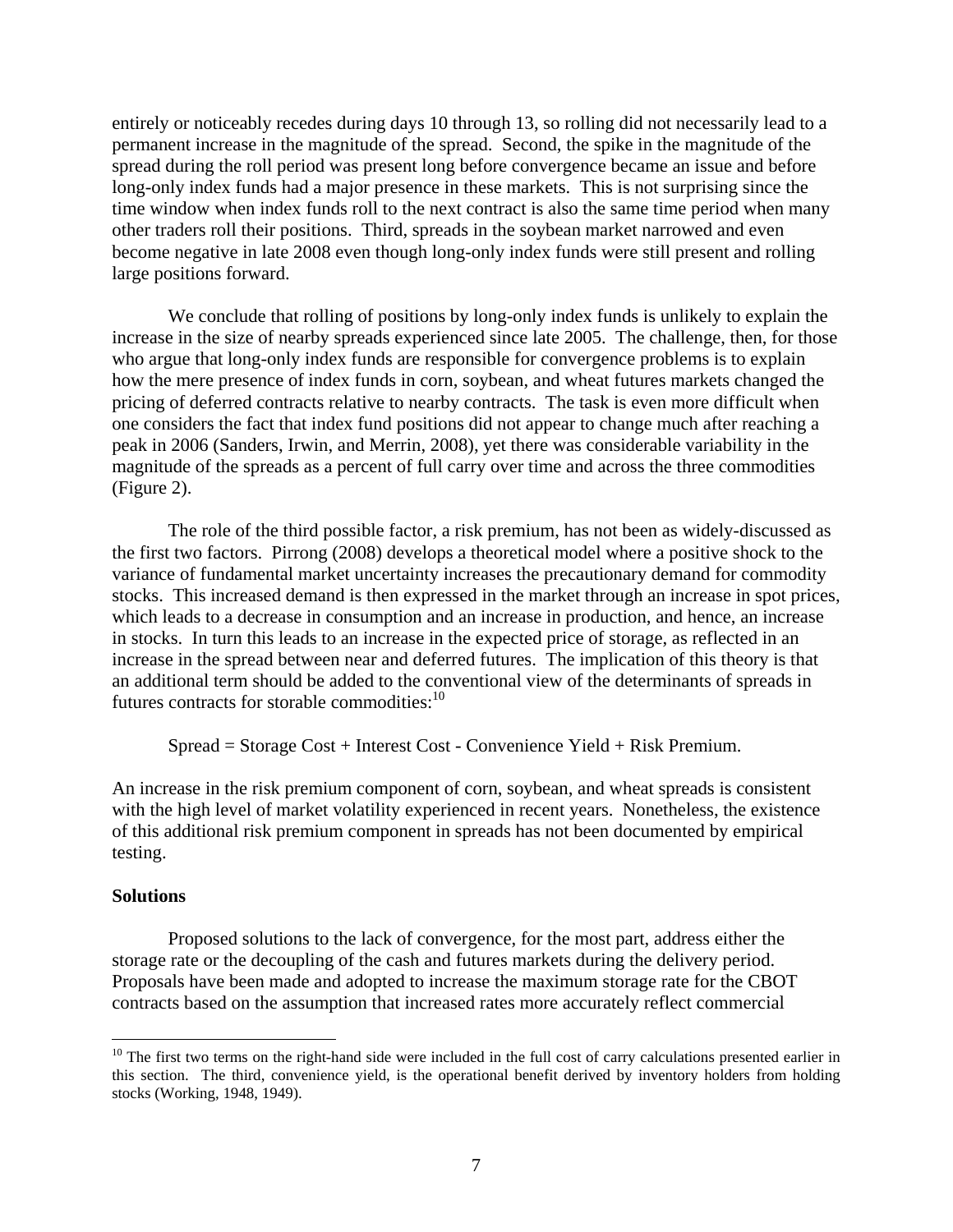entirely or noticeably recedes during days 10 through 13, so rolling did not necessarily lead to a permanent increase in the magnitude of the spread. Second, the spike in the magnitude of the spread during the roll period was present long before convergence became an issue and before long-only index funds had a major presence in these markets. This is not surprising since the time window when index funds roll to the next contract is also the same time period when many other traders roll their positions. Third, spreads in the soybean market narrowed and even become negative in late 2008 even though long-only index funds were still present and rolling large positions forward.

We conclude that rolling of positions by long-only index funds is unlikely to explain the increase in the size of nearby spreads experienced since late 2005. The challenge, then, for those who argue that long-only index funds are responsible for convergence problems is to explain how the mere presence of index funds in corn, soybean, and wheat futures markets changed the pricing of deferred contracts relative to nearby contracts. The task is even more difficult when one considers the fact that index fund positions did not appear to change much after reaching a peak in 2006 (Sanders, Irwin, and Merrin, 2008), yet there was considerable variability in the magnitude of the spreads as a percent of full carry over time and across the three commodities (Figure 2).

The role of the third possible factor, a risk premium, has not been as widely-discussed as the first two factors. Pirrong (2008) develops a theoretical model where a positive shock to the variance of fundamental market uncertainty increases the precautionary demand for commodity stocks. This increased demand is then expressed in the market through an increase in spot prices, which leads to a decrease in consumption and an increase in production, and hence, an increase in stocks. In turn this leads to an increase in the expected price of storage, as reflected in an increase in the spread between near and deferred futures. The implication of this theory is that an additional term should be added to the conventional view of the determinants of spreads in futures contracts for storable commodities:[10]

Spread = Storage Cost + Interest Cost - Convenience Yield + Risk Premium.

An increase in the risk premium component of corn, soybean, and wheat spreads is consistent with the high level of market volatility experienced in recent years. Nonetheless, the existence of this additional risk premium component in spreads has not been documented by empirical testing.

**Solutions**

Proposed solutions to the lack of convergence, for the most part, address either the storage rate or the decoupling of the cash and futures markets during the delivery period. Proposals have been made and adopted to increase the maximum storage rate for the CBOT contracts based on the assumption that increased rates more accurately reflect commercial

[10] The first two terms on the right-hand side were included in the full cost of carry calculations presented earlier in this section. The third, convenience yield, is the operational benefit derived by inventory holders from holding stocks (Working, 1948, 1949).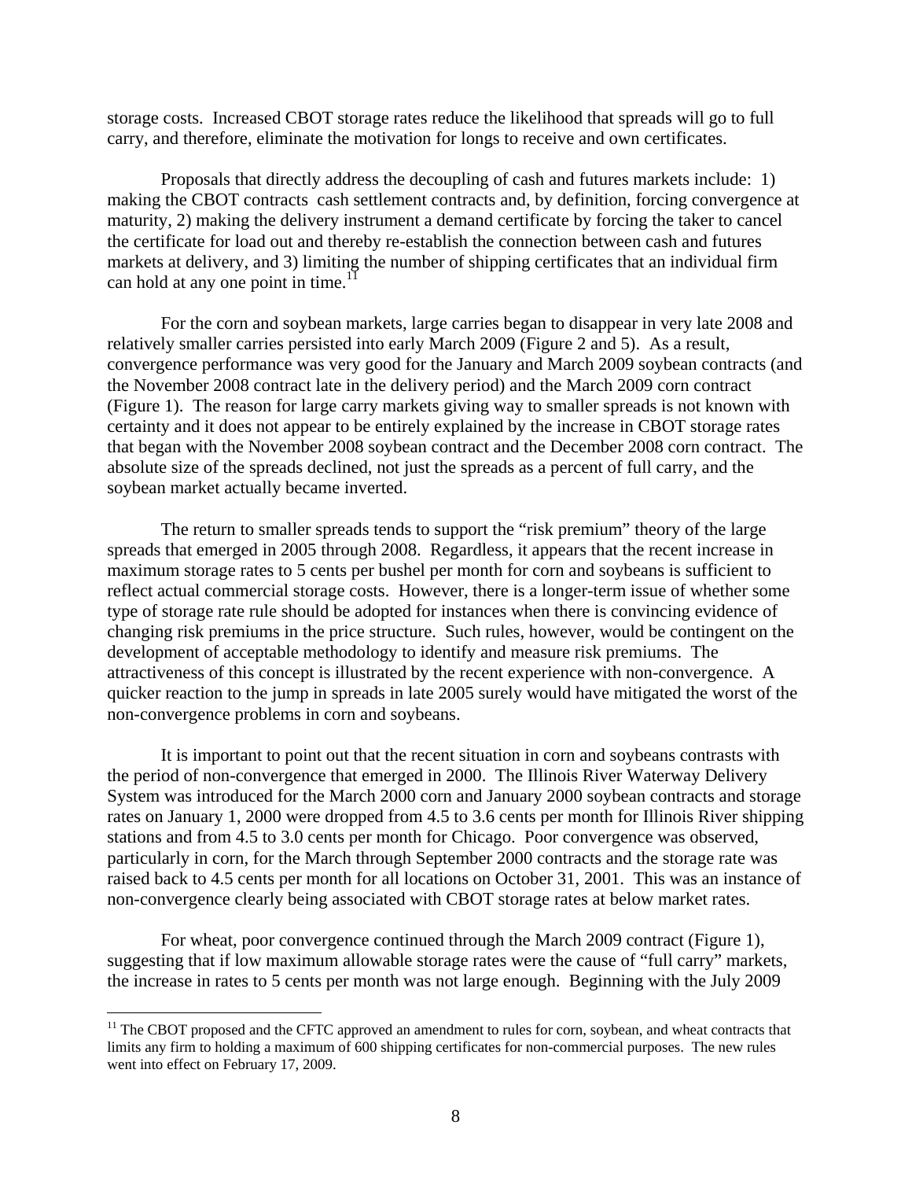storage costs. Increased CBOT storage rates reduce the likelihood that spreads will go to full carry, and therefore, eliminate the motivation for longs to receive and own certificates.

Proposals that directly address the decoupling of cash and futures markets include: 1) making the CBOT contracts cash settlement contracts and, by definition, forcing convergence at maturity, 2) making the delivery instrument a demand certificate by forcing the taker to cancel the certificate for load out and thereby re-establish the connection between cash and futures markets at delivery, and 3) limiting the number of shipping certificates that an individual firm can hold at any one point in time.[11]

For the corn and soybean markets, large carries began to disappear in very late 2008 and relatively smaller carries persisted into early March 2009 (Figure 2 and 5). As a result, convergence performance was very good for the January and March 2009 soybean contracts (and the November 2008 contract late in the delivery period) and the March 2009 corn contract (Figure 1). The reason for large carry markets giving way to smaller spreads is not known with certainty and it does not appear to be entirely explained by the increase in CBOT storage rates that began with the November 2008 soybean contract and the December 2008 corn contract. The absolute size of the spreads declined, not just the spreads as a percent of full carry, and the soybean market actually became inverted.

The return to smaller spreads tends to support the "risk premium" theory of the large spreads that emerged in 2005 through 2008. Regardless, it appears that the recent increase in maximum storage rates to 5 cents per bushel per month for corn and soybeans is sufficient to reflect actual commercial storage costs. However, there is a longer-term issue of whether some type of storage rate rule should be adopted for instances when there is convincing evidence of changing risk premiums in the price structure. Such rules, however, would be contingent on the development of acceptable methodology to identify and measure risk premiums. The attractiveness of this concept is illustrated by the recent experience with non-convergence. A quicker reaction to the jump in spreads in late 2005 surely would have mitigated the worst of the non-convergence problems in corn and soybeans.

It is important to point out that the recent situation in corn and soybeans contrasts with the period of non-convergence that emerged in 2000. The Illinois River Waterway Delivery System was introduced for the March 2000 corn and January 2000 soybean contracts and storage rates on January 1, 2000 were dropped from 4.5 to 3.6 cents per month for Illinois River shipping stations and from 4.5 to 3.0 cents per month for Chicago. Poor convergence was observed, particularly in corn, for the March through September 2000 contracts and the storage rate was raised back to 4.5 cents per month for all locations on October 31, 2001. This was an instance of non-convergence clearly being associated with CBOT storage rates at below market rates.

For wheat, poor convergence continued through the March 2009 contract (Figure 1), suggesting that if low maximum allowable storage rates were the cause of "full carry" markets, the increase in rates to 5 cents per month was not large enough. Beginning with the July 2009

[11] The CBOT proposed and the CFTC approved an amendment to rules for corn, soybean, and wheat contracts that limits any firm to holding a maximum of 600 shipping certificates for non-commercial purposes. The new rules went into effect on February 17, 2009.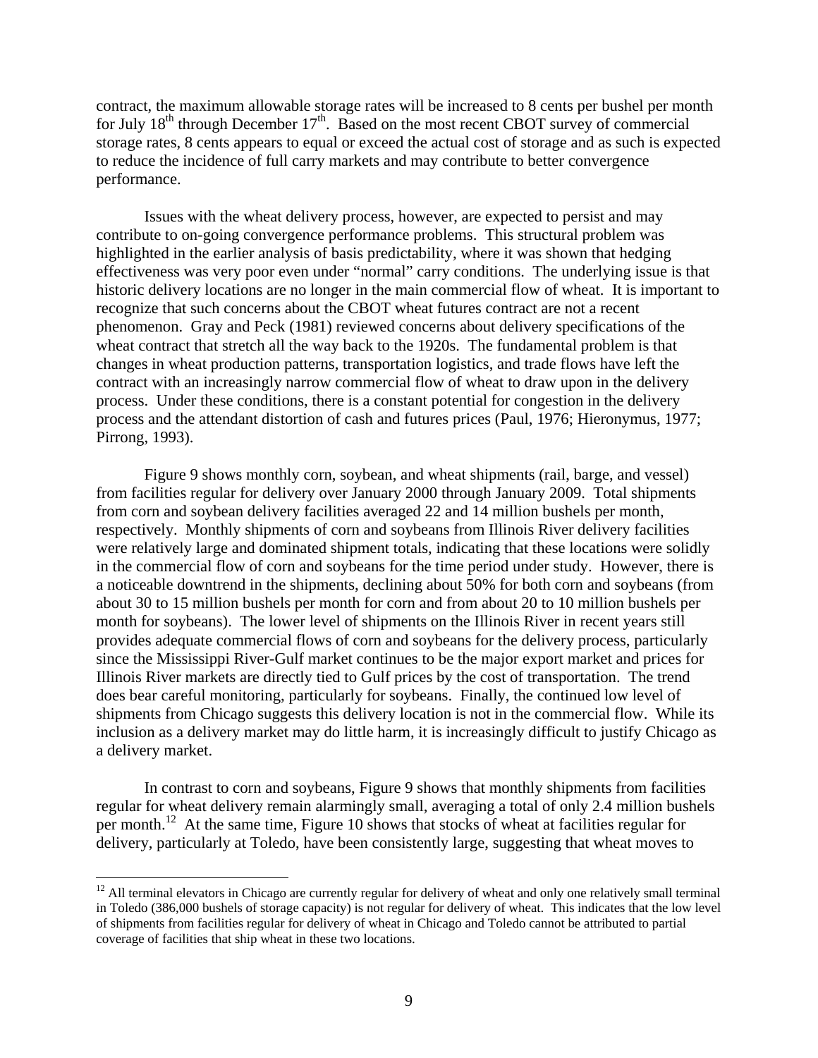contract, the maximum allowable storage rates will be increased to 8 cents per bushel per month for July 18th through December 17th. Based on the most recent CBOT survey of commercial storage rates, 8 cents appears to equal or exceed the actual cost of storage and as such is expected to reduce the incidence of full carry markets and may contribute to better convergence performance.

Issues with the wheat delivery process, however, are expected to persist and may contribute to on-going convergence performance problems. This structural problem was highlighted in the earlier analysis of basis predictability, where it was shown that hedging effectiveness was very poor even under "normal" carry conditions. The underlying issue is that historic delivery locations are no longer in the main commercial flow of wheat. It is important to recognize that such concerns about the CBOT wheat futures contract are not a recent phenomenon. Gray and Peck (1981) reviewed concerns about delivery specifications of the wheat contract that stretch all the way back to the 1920s. The fundamental problem is that changes in wheat production patterns, transportation logistics, and trade flows have left the contract with an increasingly narrow commercial flow of wheat to draw upon in the delivery process. Under these conditions, there is a constant potential for congestion in the delivery process and the attendant distortion of cash and futures prices (Paul, 1976; Hieronymus, 1977; Pirrong, 1993).

Figure 9 shows monthly corn, soybean, and wheat shipments (rail, barge, and vessel) from facilities regular for delivery over January 2000 through January 2009. Total shipments from corn and soybean delivery facilities averaged 22 and 14 million bushels per month, respectively. Monthly shipments of corn and soybeans from Illinois River delivery facilities were relatively large and dominated shipment totals, indicating that these locations were solidly in the commercial flow of corn and soybeans for the time period under study. However, there is a noticeable downtrend in the shipments, declining about 50% for both corn and soybeans (from about 30 to 15 million bushels per month for corn and from about 20 to 10 million bushels per month for soybeans). The lower level of shipments on the Illinois River in recent years still provides adequate commercial flows of corn and soybeans for the delivery process, particularly since the Mississippi River-Gulf market continues to be the major export market and prices for Illinois River markets are directly tied to Gulf prices by the cost of transportation. The trend does bear careful monitoring, particularly for soybeans. Finally, the continued low level of shipments from Chicago suggests this delivery location is not in the commercial flow. While its inclusion as a delivery market may do little harm, it is increasingly difficult to justify Chicago as a delivery market.

In contrast to corn and soybeans, Figure 9 shows that monthly shipments from facilities regular for wheat delivery remain alarmingly small, averaging a total of only 2.4 million bushels per month.[12] At the same time, Figure 10 shows that stocks of wheat at facilities regular for delivery, particularly at Toledo, have been consistently large, suggesting that wheat moves to

[12] All terminal elevators in Chicago are currently regular for delivery of wheat and only one relatively small terminal in Toledo (386,000 bushels of storage capacity) is not regular for delivery of wheat. This indicates that the low level of shipments from facilities regular for delivery of wheat in Chicago and Toledo cannot be attributed to partial coverage of facilities that ship wheat in these two locations.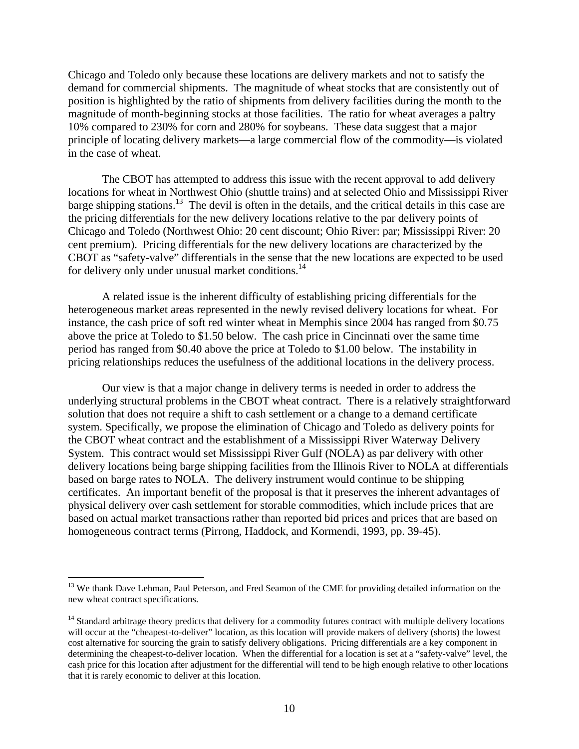Chicago and Toledo only because these locations are delivery markets and not to satisfy the demand for commercial shipments. The magnitude of wheat stocks that are consistently out of position is highlighted by the ratio of shipments from delivery facilities during the month to the magnitude of month-beginning stocks at those facilities. The ratio for wheat averages a paltry 10% compared to 230% for corn and 280% for soybeans. These data suggest that a major principle of locating delivery markets—a large commercial flow of the commodity—is violated in the case of wheat.

The CBOT has attempted to address this issue with the recent approval to add delivery locations for wheat in Northwest Ohio (shuttle trains) and at selected Ohio and Mississippi River barge shipping stations.[13] The devil is often in the details, and the critical details in this case are the pricing differentials for the new delivery locations relative to the par delivery points of Chicago and Toledo (Northwest Ohio: 20 cent discount; Ohio River: par; Mississippi River: 20 cent premium). Pricing differentials for the new delivery locations are characterized by the CBOT as "safety-valve" differentials in the sense that the new locations are expected to be used for delivery only under unusual market conditions.[14]

A related issue is the inherent difficulty of establishing pricing differentials for the heterogeneous market areas represented in the newly revised delivery locations for wheat. For instance, the cash price of soft red winter wheat in Memphis since 2004 has ranged from \$0.75 above the price at Toledo to \$1.50 below. The cash price in Cincinnati over the same time period has ranged from \$0.40 above the price at Toledo to \$1.00 below. The instability in pricing relationships reduces the usefulness of the additional locations in the delivery process.

Our view is that a major change in delivery terms is needed in order to address the underlying structural problems in the CBOT wheat contract. There is a relatively straightforward solution that does not require a shift to cash settlement or a change to a demand certificate system. Specifically, we propose the elimination of Chicago and Toledo as delivery points for the CBOT wheat contract and the establishment of a Mississippi River Waterway Delivery System. This contract would set Mississippi River Gulf (NOLA) as par delivery with other delivery locations being barge shipping facilities from the Illinois River to NOLA at differentials based on barge rates to NOLA. The delivery instrument would continue to be shipping certificates. An important benefit of the proposal is that it preserves the inherent advantages of physical delivery over cash settlement for storable commodities, which include prices that are based on actual market transactions rather than reported bid prices and prices that are based on homogeneous contract terms (Pirrong, Haddock, and Kormendi, 1993, pp. 39-45).

[13] We thank Dave Lehman, Paul Peterson, and Fred Seamon of the CME for providing detailed information on the new wheat contract specifications.

[14] Standard arbitrage theory predicts that delivery for a commodity futures contract with multiple delivery locations will occur at the "cheapest-to-deliver" location, as this location will provide makers of delivery (shorts) the lowest cost alternative for sourcing the grain to satisfy delivery obligations. Pricing differentials are a key component in determining the cheapest-to-deliver location. When the differential for a location is set at a "safety-valve" level, the cash price for this location after adjustment for the differential will tend to be high enough relative to other locations that it is rarely economic to deliver at this location.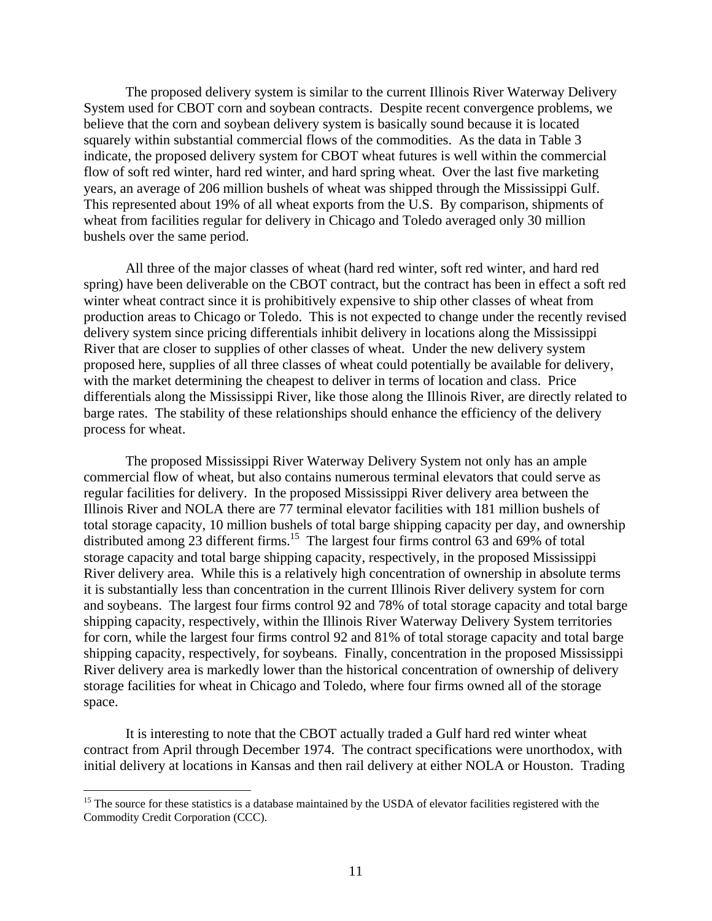The proposed delivery system is similar to the current Illinois River Waterway Delivery System used for CBOT corn and soybean contracts. Despite recent convergence problems, we believe that the corn and soybean delivery system is basically sound because it is located squarely within substantial commercial flows of the commodities. As the data in Table 3 indicate, the proposed delivery system for CBOT wheat futures is well within the commercial flow of soft red winter, hard red winter, and hard spring wheat. Over the last five marketing years, an average of 206 million bushels of wheat was shipped through the Mississippi Gulf. This represented about 19% of all wheat exports from the U.S. By comparison, shipments of wheat from facilities regular for delivery in Chicago and Toledo averaged only 30 million bushels over the same period.

All three of the major classes of wheat (hard red winter, soft red winter, and hard red spring) have been deliverable on the CBOT contract, but the contract has been in effect a soft red winter wheat contract since it is prohibitively expensive to ship other classes of wheat from production areas to Chicago or Toledo. This is not expected to change under the recently revised delivery system since pricing differentials inhibit delivery in locations along the Mississippi River that are closer to supplies of other classes of wheat. Under the new delivery system proposed here, supplies of all three classes of wheat could potentially be available for delivery, with the market determining the cheapest to deliver in terms of location and class. Price differentials along the Mississippi River, like those along the Illinois River, are directly related to barge rates. The stability of these relationships should enhance the efficiency of the delivery process for wheat.

The proposed Mississippi River Waterway Delivery System not only has an ample commercial flow of wheat, but also contains numerous terminal elevators that could serve as regular facilities for delivery. In the proposed Mississippi River delivery area between the Illinois River and NOLA there are 77 terminal elevator facilities with 181 million bushels of total storage capacity, 10 million bushels of total barge shipping capacity per day, and ownership distributed among 23 different firms.[15] The largest four firms control 63 and 69% of total storage capacity and total barge shipping capacity, respectively, in the proposed Mississippi River delivery area. While this is a relatively high concentration of ownership in absolute terms it is substantially less than concentration in the current Illinois River delivery system for corn and soybeans. The largest four firms control 92 and 78% of total storage capacity and total barge shipping capacity, respectively, within the Illinois River Waterway Delivery System territories for corn, while the largest four firms control 92 and 81% of total storage capacity and total barge shipping capacity, respectively, for soybeans. Finally, concentration in the proposed Mississippi River delivery area is markedly lower than the historical concentration of ownership of delivery storage facilities for wheat in Chicago and Toledo, where four firms owned all of the storage space.

It is interesting to note that the CBOT actually traded a Gulf hard red winter wheat contract from April through December 1974. The contract specifications were unorthodox, with initial delivery at locations in Kansas and then rail delivery at either NOLA or Houston. Trading

[15] The source for these statistics is a database maintained by the USDA of elevator facilities registered with the Commodity Credit Corporation (CCC).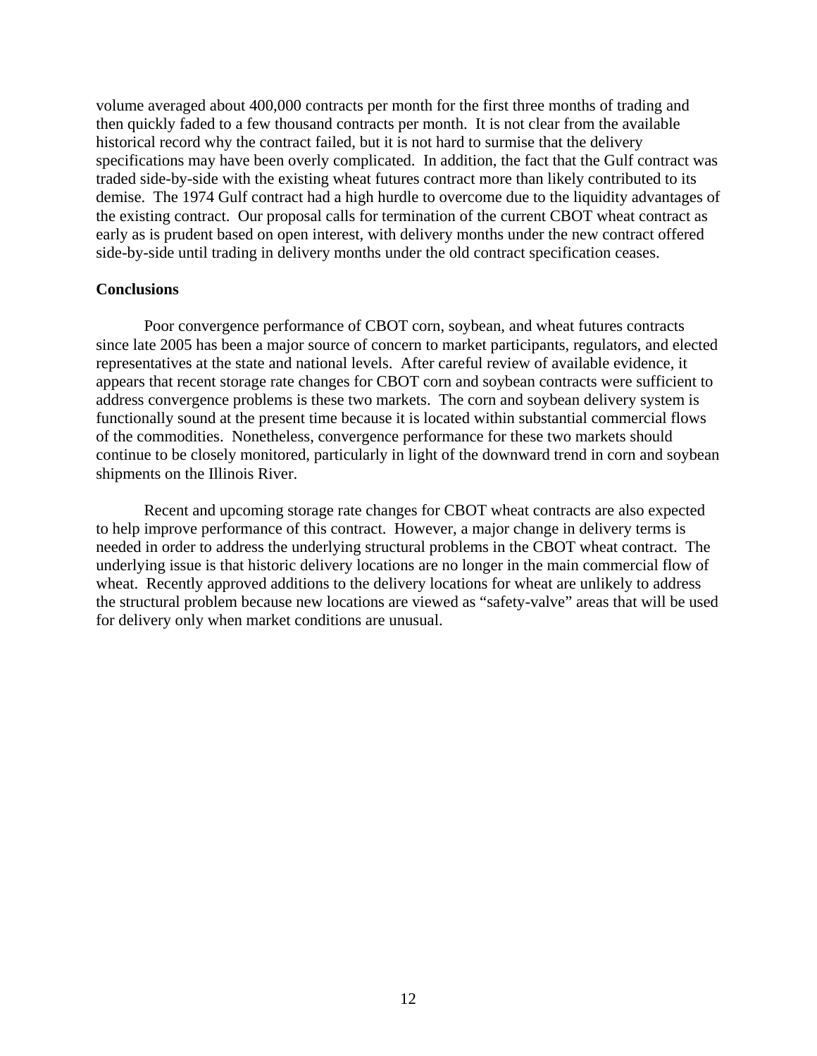volume averaged about 400,000 contracts per month for the first three months of trading and then quickly faded to a few thousand contracts per month. It is not clear from the available historical record why the contract failed, but it is not hard to surmise that the delivery specifications may have been overly complicated. In addition, the fact that the Gulf contract was traded side-by-side with the existing wheat futures contract more than likely contributed to its demise. The 1974 Gulf contract had a high hurdle to overcome due to the liquidity advantages of the existing contract. Our proposal calls for termination of the current CBOT wheat contract as early as is prudent based on open interest, with delivery months under the new contract offered side-by-side until trading in delivery months under the old contract specification ceases.

## Conclusions

Poor convergence performance of CBOT corn, soybean, and wheat futures contracts since late 2005 has been a major source of concern to market participants, regulators, and elected representatives at the state and national levels. After careful review of available evidence, it appears that recent storage rate changes for CBOT corn and soybean contracts were sufficient to address convergence problems is these two markets. The corn and soybean delivery system is functionally sound at the present time because it is located within substantial commercial flows of the commodities. Nonetheless, convergence performance for these two markets should continue to be closely monitored, particularly in light of the downward trend in corn and soybean shipments on the Illinois River.

Recent and upcoming storage rate changes for CBOT wheat contracts are also expected to help improve performance of this contract. However, a major change in delivery terms is needed in order to address the underlying structural problems in the CBOT wheat contract. The underlying issue is that historic delivery locations are no longer in the main commercial flow of wheat. Recently approved additions to the delivery locations for wheat are unlikely to address the structural problem because new locations are viewed as "safety-valve" areas that will be used for delivery only when market conditions are unusual.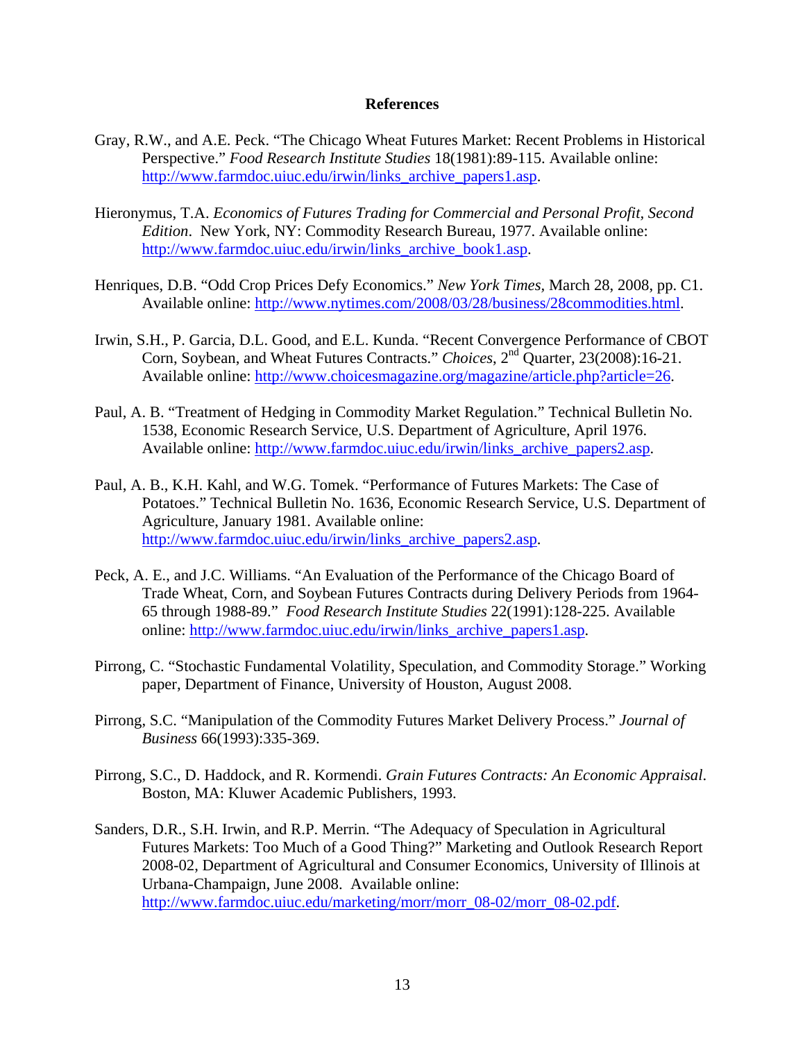## References

Gray, R.W., and A.E. Peck. "The Chicago Wheat Futures Market: Recent Problems in Historical Perspective." *Food Research Institute Studies* 18(1981):89-115. Available online: http://www.farmdoc.uiuc.edu/irwin/links_archive_papers1.asp.

Hieronymus, T.A. *Economics of Futures Trading for Commercial and Personal Profit, Second Edition*. New York, NY: Commodity Research Bureau, 1977. Available online: http://www.farmdoc.uiuc.edu/irwin/links_archive_book1.asp.

Henriques, D.B. "Odd Crop Prices Defy Economics." *New York Times*, March 28, 2008, pp. C1. Available online: http://www.nytimes.com/2008/03/28/business/28commodities.html.

Irwin, S.H., P. Garcia, D.L. Good, and E.L. Kunda. "Recent Convergence Performance of CBOT Corn, Soybean, and Wheat Futures Contracts." *Choices*, 2nd Quarter, 23(2008):16-21. Available online: http://www.choicesmagazine.org/magazine/article.php?article=26.

Paul, A. B. "Treatment of Hedging in Commodity Market Regulation." Technical Bulletin No. 1538, Economic Research Service, U.S. Department of Agriculture, April 1976. Available online: http://www.farmdoc.uiuc.edu/irwin/links_archive_papers2.asp.

Paul, A. B., K.H. Kahl, and W.G. Tomek. "Performance of Futures Markets: The Case of Potatoes." Technical Bulletin No. 1636, Economic Research Service, U.S. Department of Agriculture, January 1981. Available online: http://www.farmdoc.uiuc.edu/irwin/links_archive_papers2.asp.

Peck, A. E., and J.C. Williams. "An Evaluation of the Performance of the Chicago Board of Trade Wheat, Corn, and Soybean Futures Contracts during Delivery Periods from 1964-65 through 1988-89." *Food Research Institute Studies* 22(1991):128-225. Available online: http://www.farmdoc.uiuc.edu/irwin/links_archive_papers1.asp.

Pirrong, C. "Stochastic Fundamental Volatility, Speculation, and Commodity Storage." Working paper, Department of Finance, University of Houston, August 2008.

Pirrong, S.C. "Manipulation of the Commodity Futures Market Delivery Process." *Journal of Business* 66(1993):335-369.

Pirrong, S.C., D. Haddock, and R. Kormendi. *Grain Futures Contracts: An Economic Appraisal*. Boston, MA: Kluwer Academic Publishers, 1993.

Sanders, D.R., S.H. Irwin, and R.P. Merrin. "The Adequacy of Speculation in Agricultural Futures Markets: Too Much of a Good Thing?" Marketing and Outlook Research Report 2008-02, Department of Agricultural and Consumer Economics, University of Illinois at Urbana-Champaign, June 2008. Available online: http://www.farmdoc.uiuc.edu/marketing/morr/morr_08-02/morr_08-02.pdf.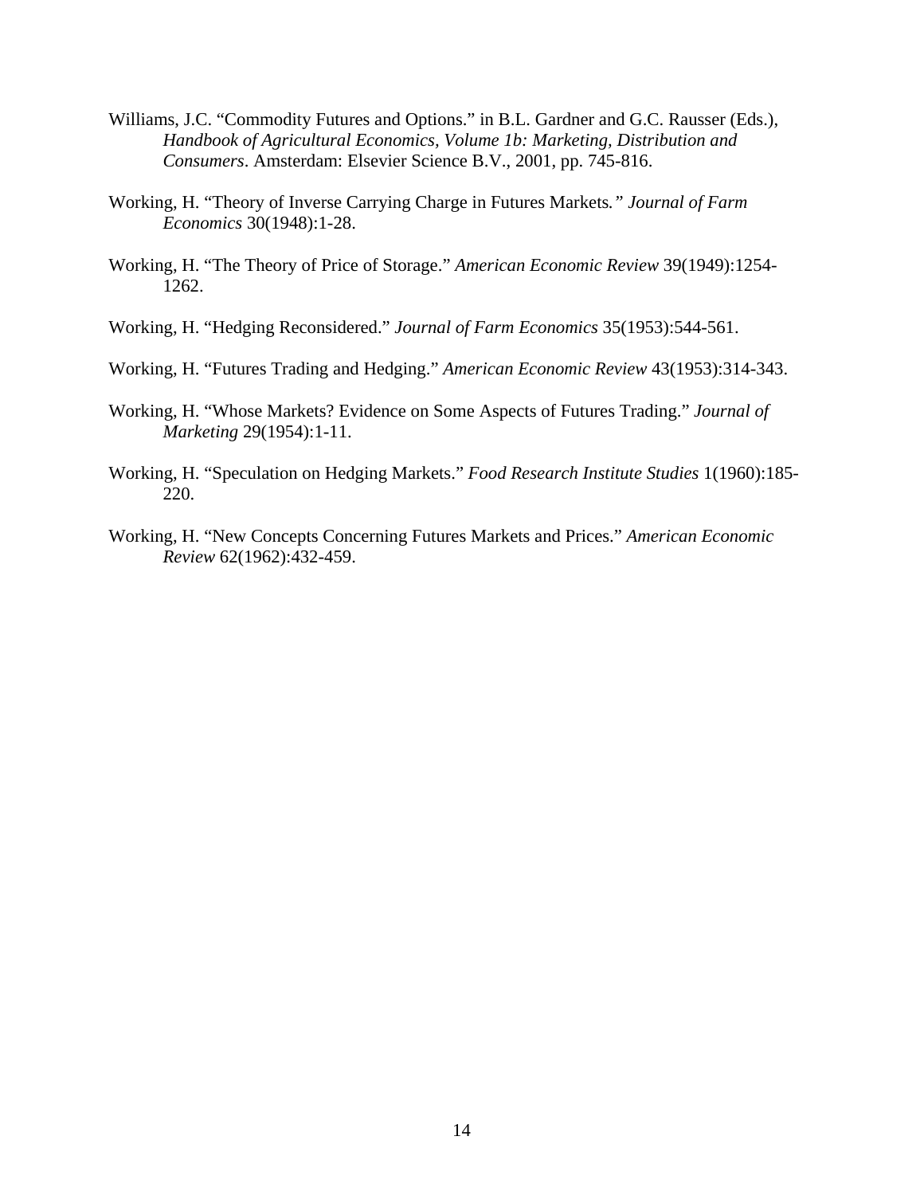Williams, J.C. "Commodity Futures and Options." in B.L. Gardner and G.C. Rausser (Eds.), *Handbook of Agricultural Economics, Volume 1b: Marketing, Distribution and Consumers*. Amsterdam: Elsevier Science B.V., 2001, pp. 745-816.

Working, H. "Theory of Inverse Carrying Charge in Futures Markets*.*" *Journal of Farm Economics* 30(1948):1-28.

Working, H. "The Theory of Price of Storage." *American Economic Review* 39(1949):1254-1262.

Working, H. "Hedging Reconsidered." *Journal of Farm Economics* 35(1953):544-561.

Working, H. "Futures Trading and Hedging." *American Economic Review* 43(1953):314-343.

Working, H. "Whose Markets? Evidence on Some Aspects of Futures Trading." *Journal of Marketing* 29(1954):1-11.

Working, H. "Speculation on Hedging Markets." *Food Research Institute Studies* 1(1960):185-220.

Working, H. "New Concepts Concerning Futures Markets and Prices." *American Economic Review* 62(1962):432-459.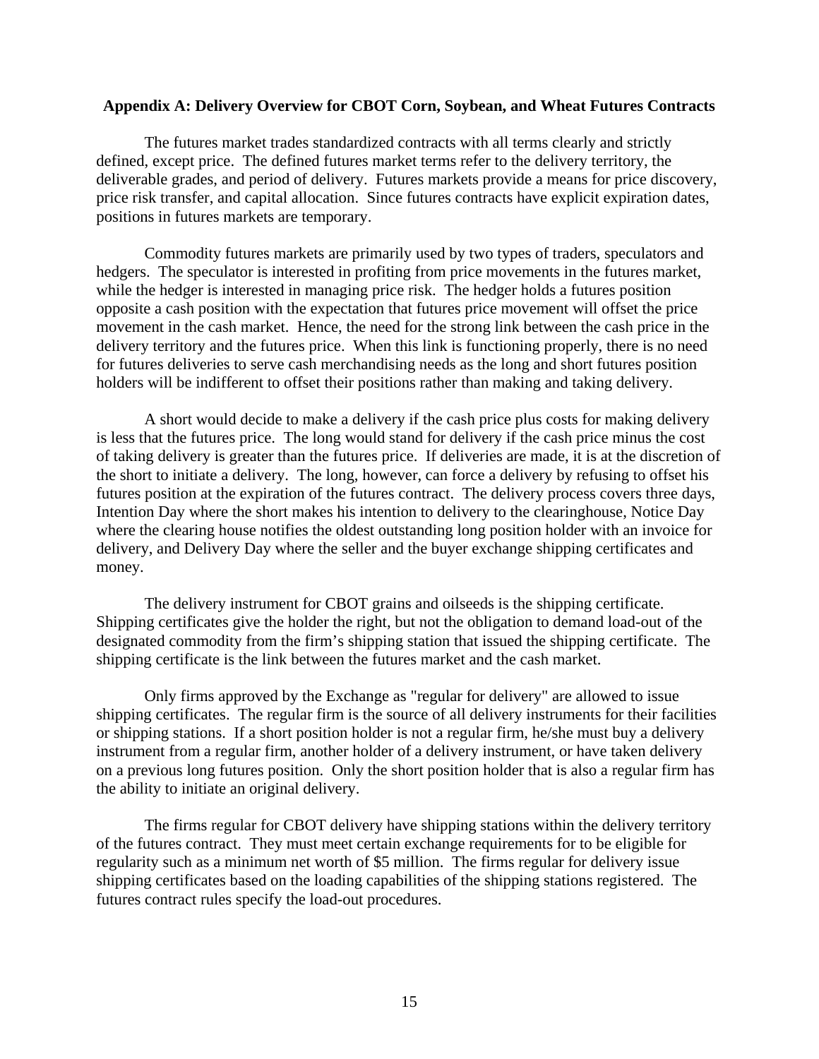**Appendix A: Delivery Overview for CBOT Corn, Soybean, and Wheat Futures Contracts**

The futures market trades standardized contracts with all terms clearly and strictly defined, except price. The defined futures market terms refer to the delivery territory, the deliverable grades, and period of delivery. Futures markets provide a means for price discovery, price risk transfer, and capital allocation. Since futures contracts have explicit expiration dates, positions in futures markets are temporary.

Commodity futures markets are primarily used by two types of traders, speculators and hedgers. The speculator is interested in profiting from price movements in the futures market, while the hedger is interested in managing price risk. The hedger holds a futures position opposite a cash position with the expectation that futures price movement will offset the price movement in the cash market. Hence, the need for the strong link between the cash price in the delivery territory and the futures price. When this link is functioning properly, there is no need for futures deliveries to serve cash merchandising needs as the long and short futures position holders will be indifferent to offset their positions rather than making and taking delivery.

A short would decide to make a delivery if the cash price plus costs for making delivery is less that the futures price. The long would stand for delivery if the cash price minus the cost of taking delivery is greater than the futures price. If deliveries are made, it is at the discretion of the short to initiate a delivery. The long, however, can force a delivery by refusing to offset his futures position at the expiration of the futures contract. The delivery process covers three days, Intention Day where the short makes his intention to delivery to the clearinghouse, Notice Day where the clearing house notifies the oldest outstanding long position holder with an invoice for delivery, and Delivery Day where the seller and the buyer exchange shipping certificates and money.

The delivery instrument for CBOT grains and oilseeds is the shipping certificate. Shipping certificates give the holder the right, but not the obligation to demand load-out of the designated commodity from the firm's shipping station that issued the shipping certificate. The shipping certificate is the link between the futures market and the cash market.

Only firms approved by the Exchange as "regular for delivery" are allowed to issue shipping certificates. The regular firm is the source of all delivery instruments for their facilities or shipping stations. If a short position holder is not a regular firm, he/she must buy a delivery instrument from a regular firm, another holder of a delivery instrument, or have taken delivery on a previous long futures position. Only the short position holder that is also a regular firm has the ability to initiate an original delivery.

The firms regular for CBOT delivery have shipping stations within the delivery territory of the futures contract. They must meet certain exchange requirements for to be eligible for regularity such as a minimum net worth of $5 million. The firms regular for delivery issue shipping certificates based on the loading capabilities of the shipping stations registered. The futures contract rules specify the load-out procedures.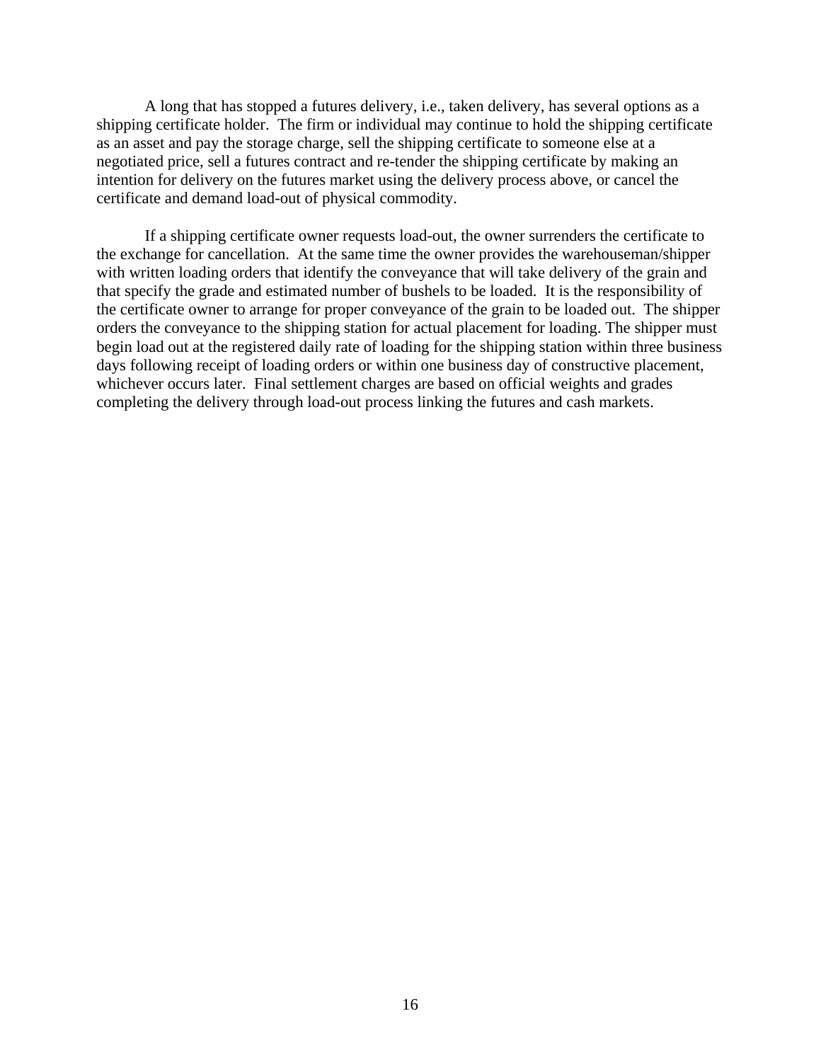A long that has stopped a futures delivery, i.e., taken delivery, has several options as a shipping certificate holder. The firm or individual may continue to hold the shipping certificate as an asset and pay the storage charge, sell the shipping certificate to someone else at a negotiated price, sell a futures contract and re-tender the shipping certificate by making an intention for delivery on the futures market using the delivery process above, or cancel the certificate and demand load-out of physical commodity.

If a shipping certificate owner requests load-out, the owner surrenders the certificate to the exchange for cancellation. At the same time the owner provides the warehouseman/shipper with written loading orders that identify the conveyance that will take delivery of the grain and that specify the grade and estimated number of bushels to be loaded. It is the responsibility of the certificate owner to arrange for proper conveyance of the grain to be loaded out. The shipper orders the conveyance to the shipping station for actual placement for loading. The shipper must begin load out at the registered daily rate of loading for the shipping station within three business days following receipt of loading orders or within one business day of constructive placement, whichever occurs later. Final settlement charges are based on official weights and grades completing the delivery through load-out process linking the futures and cash markets.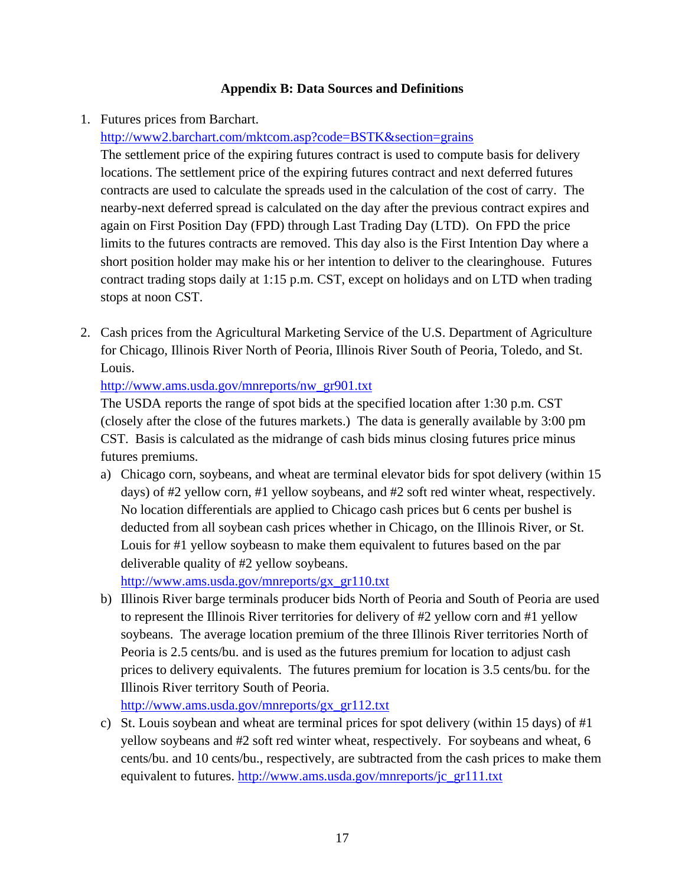**Appendix B: Data Sources and Definitions**

1. Futures prices from Barchart.
   http://www2.barchart.com/mktcom.asp?code=BSTK&section=grains
   The settlement price of the expiring futures contract is used to compute basis for delivery locations. The settlement price of the expiring futures contract and next deferred futures contracts are used to calculate the spreads used in the calculation of the cost of carry. The nearby-next deferred spread is calculated on the day after the previous contract expires and again on First Position Day (FPD) through Last Trading Day (LTD). On FPD the price limits to the futures contracts are removed. This day also is the First Intention Day where a short position holder may make his or her intention to deliver to the clearinghouse. Futures contract trading stops daily at 1:15 p.m. CST, except on holidays and on LTD when trading stops at noon CST.

2. Cash prices from the Agricultural Marketing Service of the U.S. Department of Agriculture for Chicago, Illinois River North of Peoria, Illinois River South of Peoria, Toledo, and St. Louis.
   http://www.ams.usda.gov/mnreports/nw_gr901.txt
   The USDA reports the range of spot bids at the specified location after 1:30 p.m. CST (closely after the close of the futures markets.) The data is generally available by 3:00 pm CST. Basis is calculated as the midrange of cash bids minus closing futures price minus futures premiums.
   a) Chicago corn, soybeans, and wheat are terminal elevator bids for spot delivery (within 15 days) of #2 yellow corn, #1 yellow soybeans, and #2 soft red winter wheat, respectively. No location differentials are applied to Chicago cash prices but 6 cents per bushel is deducted from all soybean cash prices whether in Chicago, on the Illinois River, or St. Louis for #1 yellow soybeasn to make them equivalent to futures based on the par deliverable quality of #2 yellow soybeans.
      http://www.ams.usda.gov/mnreports/gx_gr110.txt
   b) Illinois River barge terminals producer bids North of Peoria and South of Peoria are used to represent the Illinois River territories for delivery of #2 yellow corn and #1 yellow soybeans. The average location premium of the three Illinois River territories North of Peoria is 2.5 cents/bu. and is used as the futures premium for location to adjust cash prices to delivery equivalents. The futures premium for location is 3.5 cents/bu. for the Illinois River territory South of Peoria.
      http://www.ams.usda.gov/mnreports/gx_gr112.txt
   c) St. Louis soybean and wheat are terminal prices for spot delivery (within 15 days) of #1 yellow soybeans and #2 soft red winter wheat, respectively. For soybeans and wheat, 6 cents/bu. and 10 cents/bu., respectively, are subtracted from the cash prices to make them equivalent to futures. http://www.ams.usda.gov/mnreports/jc_gr111.txt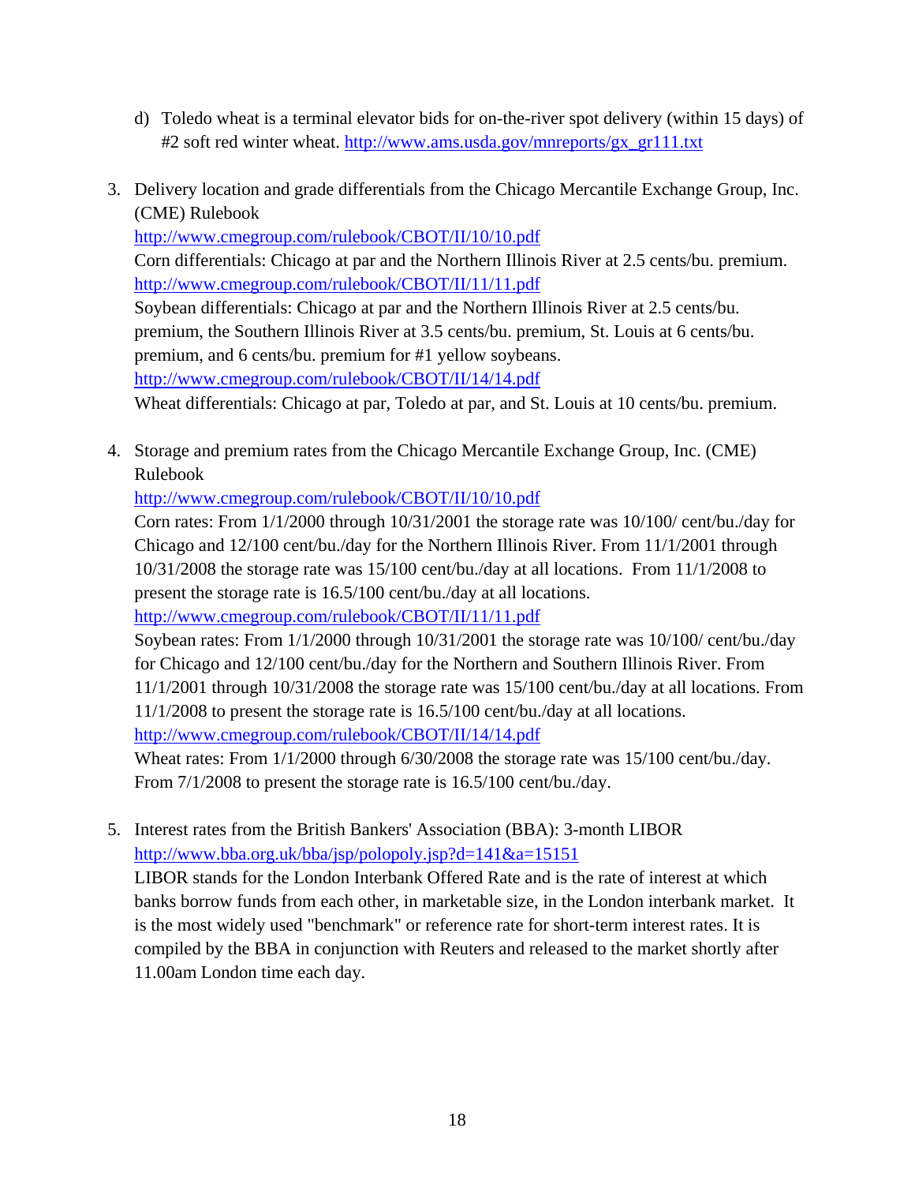d) Toledo wheat is a terminal elevator bids for on-the-river spot delivery (within 15 days) of #2 soft red winter wheat. http://www.ams.usda.gov/mnreports/gx_gr111.txt

3. Delivery location and grade differentials from the Chicago Mercantile Exchange Group, Inc. (CME) Rulebook
   http://www.cmegroup.com/rulebook/CBOT/II/10/10.pdf
   Corn differentials: Chicago at par and the Northern Illinois River at 2.5 cents/bu. premium.
   http://www.cmegroup.com/rulebook/CBOT/II/11/11.pdf
   Soybean differentials: Chicago at par and the Northern Illinois River at 2.5 cents/bu. premium, the Southern Illinois River at 3.5 cents/bu. premium, St. Louis at 6 cents/bu. premium, and 6 cents/bu. premium for #1 yellow soybeans.
   http://www.cmegroup.com/rulebook/CBOT/II/14/14.pdf
   Wheat differentials: Chicago at par, Toledo at par, and St. Louis at 10 cents/bu. premium.

4. Storage and premium rates from the Chicago Mercantile Exchange Group, Inc. (CME) Rulebook
   http://www.cmegroup.com/rulebook/CBOT/II/10/10.pdf
   Corn rates: From 1/1/2000 through 10/31/2001 the storage rate was 10/100/ cent/bu./day for Chicago and 12/100 cent/bu./day for the Northern Illinois River. From 11/1/2001 through 10/31/2008 the storage rate was 15/100 cent/bu./day at all locations. From 11/1/2008 to present the storage rate is 16.5/100 cent/bu./day at all locations.
   http://www.cmegroup.com/rulebook/CBOT/II/11/11.pdf
   Soybean rates: From 1/1/2000 through 10/31/2001 the storage rate was 10/100/ cent/bu./day for Chicago and 12/100 cent/bu./day for the Northern and Southern Illinois River. From 11/1/2001 through 10/31/2008 the storage rate was 15/100 cent/bu./day at all locations. From 11/1/2008 to present the storage rate is 16.5/100 cent/bu./day at all locations.
   http://www.cmegroup.com/rulebook/CBOT/II/14/14.pdf
   Wheat rates: From 1/1/2000 through 6/30/2008 the storage rate was 15/100 cent/bu./day. From 7/1/2008 to present the storage rate is 16.5/100 cent/bu./day.

5. Interest rates from the British Bankers' Association (BBA): 3-month LIBOR
   http://www.bba.org.uk/bba/jsp/polopoly.jsp?d=141&a=15151
   LIBOR stands for the London Interbank Offered Rate and is the rate of interest at which banks borrow funds from each other, in marketable size, in the London interbank market. It is the most widely used "benchmark" or reference rate for short-term interest rates. It is compiled by the BBA in conjunction with Reuters and released to the market shortly after 11.00am London time each day.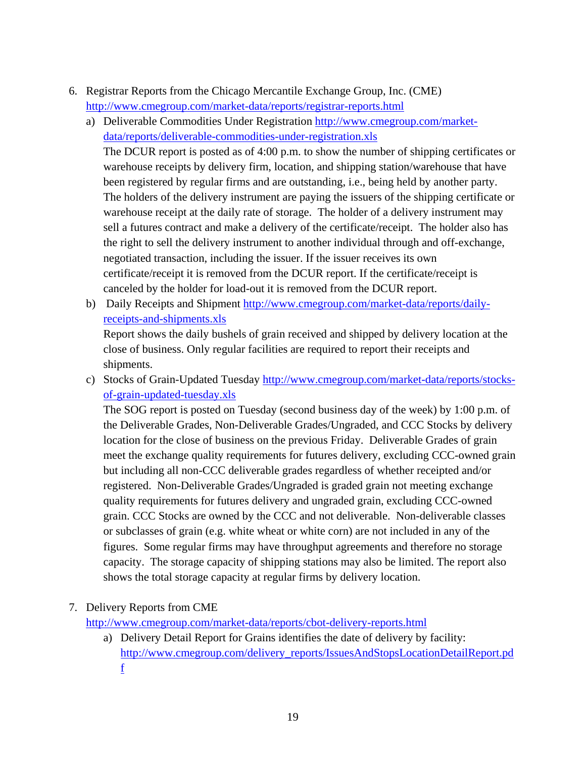6. Registrar Reports from the Chicago Mercantile Exchange Group, Inc. (CME) http://www.cmegroup.com/market-data/reports/registrar-reports.html

   a) Deliverable Commodities Under Registration http://www.cmegroup.com/market-data/reports/deliverable-commodities-under-registration.xls

      The DCUR report is posted as of 4:00 p.m. to show the number of shipping certificates or warehouse receipts by delivery firm, location, and shipping station/warehouse that have been registered by regular firms and are outstanding, i.e., being held by another party. The holders of the delivery instrument are paying the issuers of the shipping certificate or warehouse receipt at the daily rate of storage. The holder of a delivery instrument may sell a futures contract and make a delivery of the certificate/receipt. The holder also has the right to sell the delivery instrument to another individual through and off-exchange, negotiated transaction, including the issuer. If the issuer receives its own certificate/receipt it is removed from the DCUR report. If the certificate/receipt is canceled by the holder for load-out it is removed from the DCUR report.

   b) Daily Receipts and Shipment http://www.cmegroup.com/market-data/reports/daily-receipts-and-shipments.xls

      Report shows the daily bushels of grain received and shipped by delivery location at the close of business. Only regular facilities are required to report their receipts and shipments.

   c) Stocks of Grain-Updated Tuesday http://www.cmegroup.com/market-data/reports/stocks-of-grain-updated-tuesday.xls

      The SOG report is posted on Tuesday (second business day of the week) by 1:00 p.m. of the Deliverable Grades, Non-Deliverable Grades/Ungraded, and CCC Stocks by delivery location for the close of business on the previous Friday. Deliverable Grades of grain meet the exchange quality requirements for futures delivery, excluding CCC-owned grain but including all non-CCC deliverable grades regardless of whether receipted and/or registered. Non-Deliverable Grades/Ungraded is graded grain not meeting exchange quality requirements for futures delivery and ungraded grain, excluding CCC-owned grain. CCC Stocks are owned by the CCC and not deliverable. Non-deliverable classes or subclasses of grain (e.g. white wheat or white corn) are not included in any of the figures. Some regular firms may have throughput agreements and therefore no storage capacity. The storage capacity of shipping stations may also be limited. The report also shows the total storage capacity at regular firms by delivery location.

7. Delivery Reports from CME http://www.cmegroup.com/market-data/reports/cbot-delivery-reports.html

   a) Delivery Detail Report for Grains identifies the date of delivery by facility: http://www.cmegroup.com/delivery_reports/IssuesAndStopsLocationDetailReport.pdf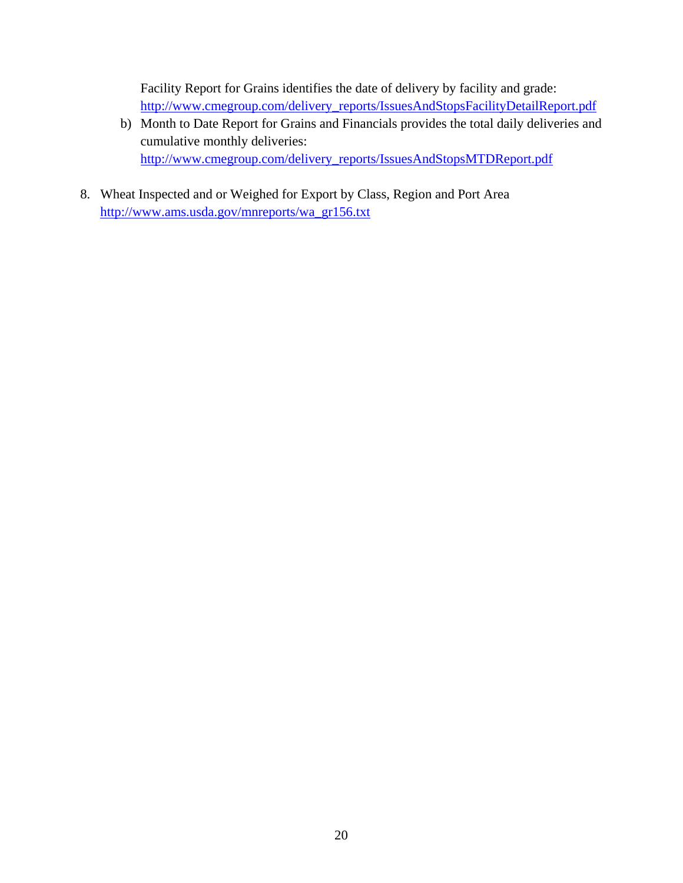Facility Report for Grains identifies the date of delivery by facility and grade: http://www.cmegroup.com/delivery_reports/IssuesAndStopsFacilityDetailReport.pdf

b) Month to Date Report for Grains and Financials provides the total daily deliveries and cumulative monthly deliveries: http://www.cmegroup.com/delivery_reports/IssuesAndStopsMTDReport.pdf

8. Wheat Inspected and or Weighed for Export by Class, Region and Port Area http://www.ams.usda.gov/mnreports/wa_gr156.txt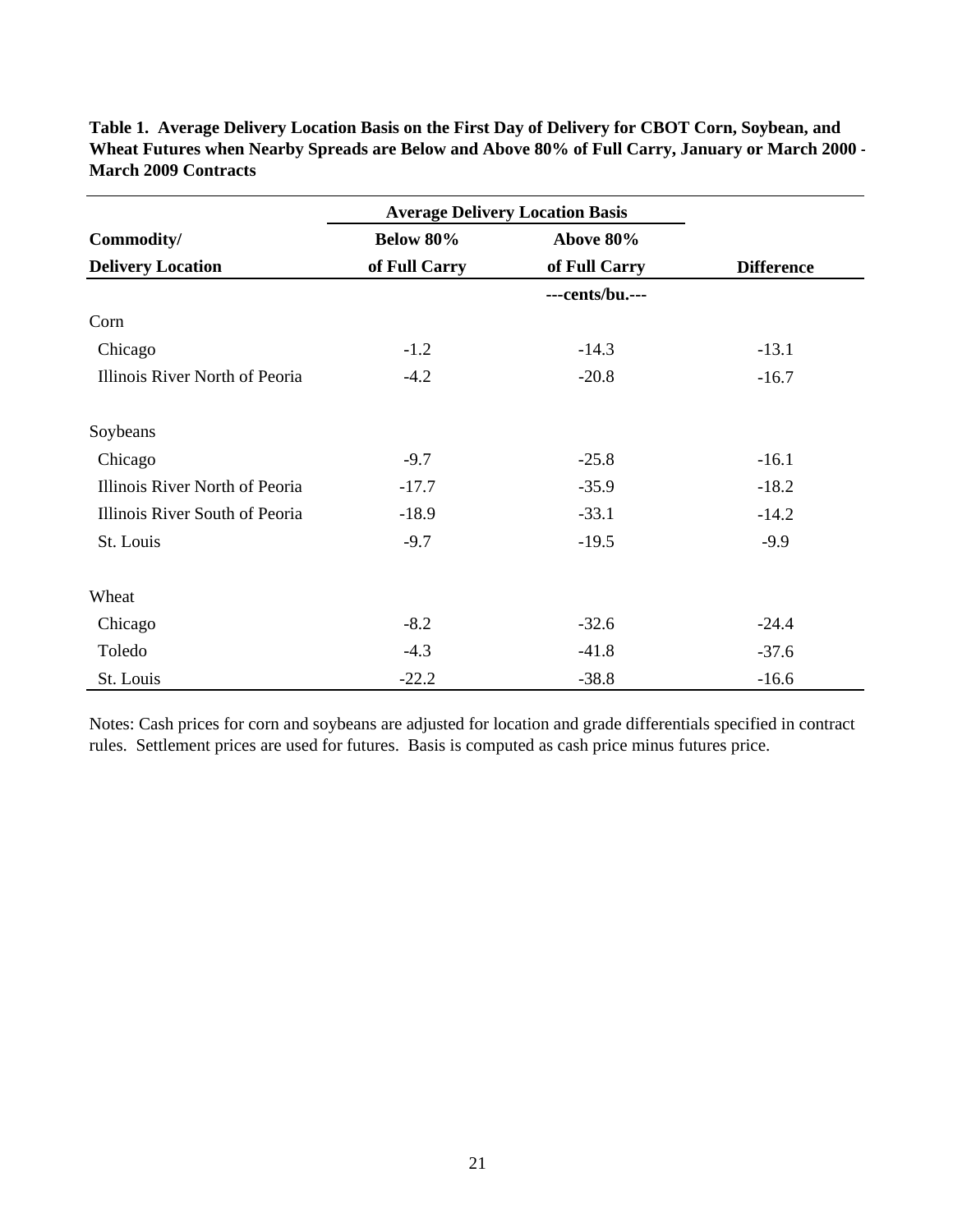**Table 1. Average Delivery Location Basis on the First Day of Delivery for CBOT Corn, Soybean, and Wheat Futures when Nearby Spreads are Below and Above 80% of Full Carry, January or March 2000 - March 2009 Contracts**

| | Average Delivery Location Basis | | |
|---|---|---|---|
| **Commodity/ Delivery Location** | **Below 80% of Full Carry** | **Above 80% of Full Carry** | **Difference** |
| | | ---cents/bu.--- | |
| Corn | | | |
| Chicago | -1.2 | -14.3 | -13.1 |
| Illinois River North of Peoria | -4.2 | -20.8 | -16.7 |
| | | | |
| Soybeans | | | |
| Chicago | -9.7 | -25.8 | -16.1 |
| Illinois River North of Peoria | -17.7 | -35.9 | -18.2 |
| Illinois River South of Peoria | -18.9 | -33.1 | -14.2 |
| St. Louis | -9.7 | -19.5 | -9.9 |
| | | | |
| Wheat | | | |
| Chicago | -8.2 | -32.6 | -24.4 |
| Toledo | -4.3 | -41.8 | -37.6 |
| St. Louis | -22.2 | -38.8 | -16.6 |

Notes: Cash prices for corn and soybeans are adjusted for location and grade differentials specified in contract rules. Settlement prices are used for futures. Basis is computed as cash price minus futures price.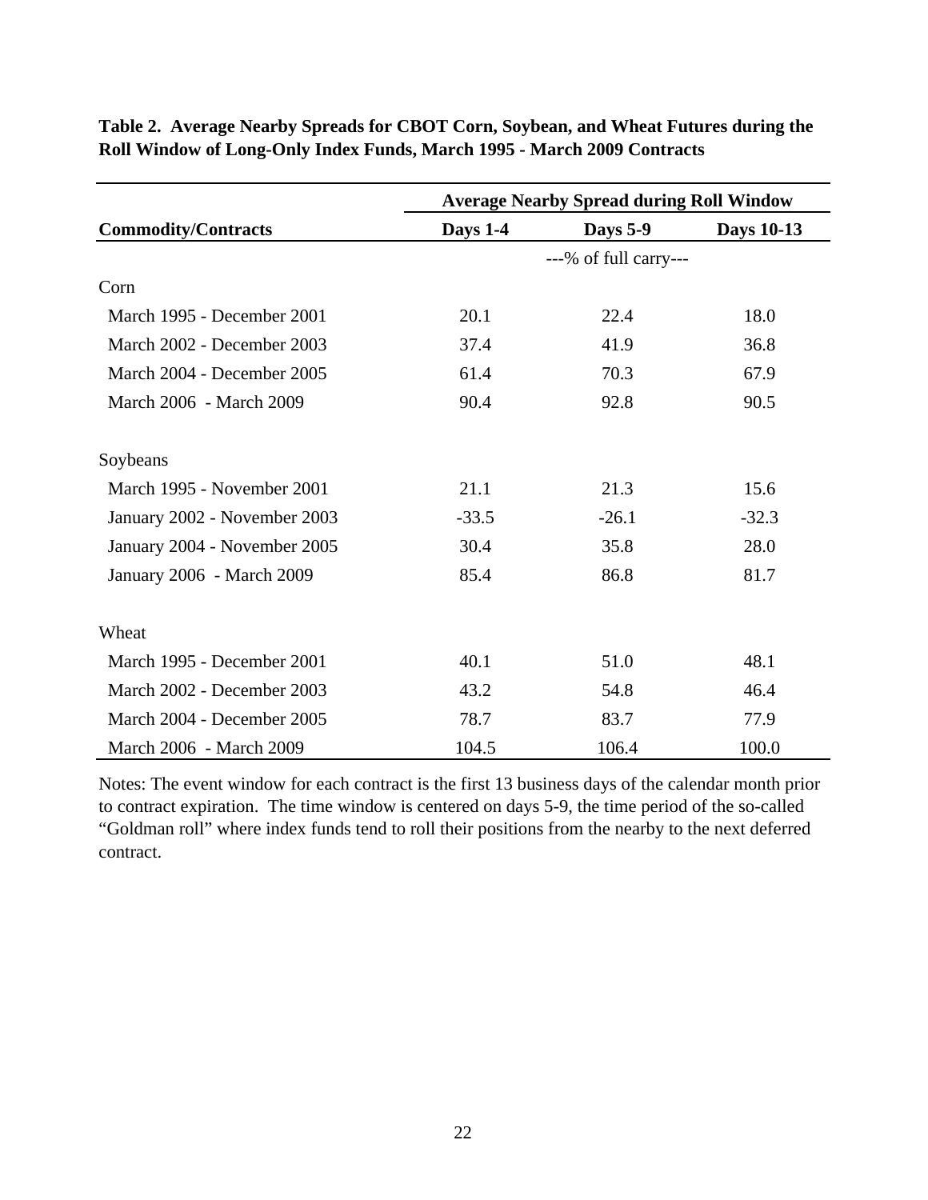**Table 2. Average Nearby Spreads for CBOT Corn, Soybean, and Wheat Futures during the Roll Window of Long-Only Index Funds, March 1995 - March 2009 Contracts**

| | Average Nearby Spread during Roll Window | | |
|---|---|---|---|
| **Commodity/Contracts** | **Days 1-4** | **Days 5-9** | **Days 10-13** |
| | | ---% of full carry--- | |
| Corn | | | |
| March 1995 - December 2001 | 20.1 | 22.4 | 18.0 |
| March 2002 - December 2003 | 37.4 | 41.9 | 36.8 |
| March 2004 - December 2005 | 61.4 | 70.3 | 67.9 |
| March 2006 - March 2009 | 90.4 | 92.8 | 90.5 |
| Soybeans | | | |
| March 1995 - November 2001 | 21.1 | 21.3 | 15.6 |
| January 2002 - November 2003 | -33.5 | -26.1 | -32.3 |
| January 2004 - November 2005 | 30.4 | 35.8 | 28.0 |
| January 2006 - March 2009 | 85.4 | 86.8 | 81.7 |
| Wheat | | | |
| March 1995 - December 2001 | 40.1 | 51.0 | 48.1 |
| March 2002 - December 2003 | 43.2 | 54.8 | 46.4 |
| March 2004 - December 2005 | 78.7 | 83.7 | 77.9 |
| March 2006 - March 2009 | 104.5 | 106.4 | 100.0 |

Notes: The event window for each contract is the first 13 business days of the calendar month prior to contract expiration. The time window is centered on days 5-9, the time period of the so-called "Goldman roll" where index funds tend to roll their positions from the nearby to the next deferred contract.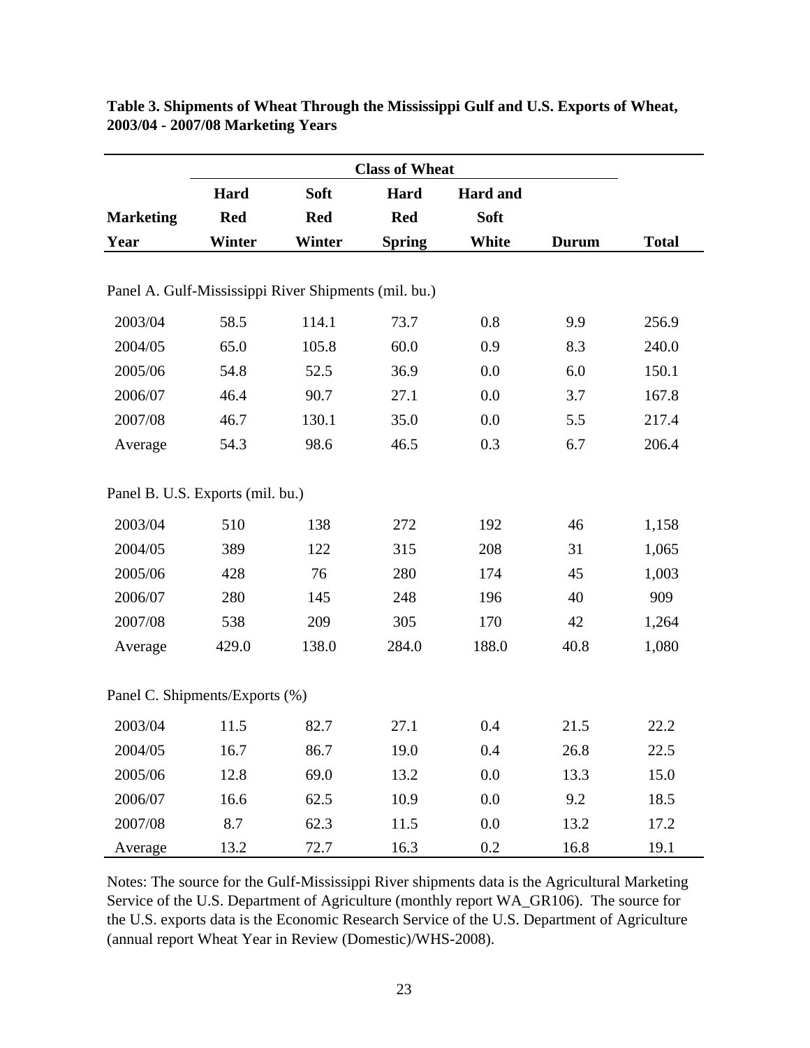**Table 3. Shipments of Wheat Through the Mississippi Gulf and U.S. Exports of Wheat, 2003/04 - 2007/08 Marketing Years**

| | Class of Wheat | | | | | |
|---|---|---|---|---|---|---|
| Marketing Year | Hard Red Winter | Soft Red Winter | Hard Red Spring | Hard and Soft White | Durum | Total |
| **Panel A. Gulf-Mississippi River Shipments (mil. bu.)** | | | | | | |
| 2003/04 | 58.5 | 114.1 | 73.7 | 0.8 | 9.9 | 256.9 |
| 2004/05 | 65.0 | 105.8 | 60.0 | 0.9 | 8.3 | 240.0 |
| 2005/06 | 54.8 | 52.5 | 36.9 | 0.0 | 6.0 | 150.1 |
| 2006/07 | 46.4 | 90.7 | 27.1 | 0.0 | 3.7 | 167.8 |
| 2007/08 | 46.7 | 130.1 | 35.0 | 0.0 | 5.5 | 217.4 |
| Average | 54.3 | 98.6 | 46.5 | 0.3 | 6.7 | 206.4 |
| **Panel B. U.S. Exports (mil. bu.)** | | | | | | |
| 2003/04 | 510 | 138 | 272 | 192 | 46 | 1,158 |
| 2004/05 | 389 | 122 | 315 | 208 | 31 | 1,065 |
| 2005/06 | 428 | 76 | 280 | 174 | 45 | 1,003 |
| 2006/07 | 280 | 145 | 248 | 196 | 40 | 909 |
| 2007/08 | 538 | 209 | 305 | 170 | 42 | 1,264 |
| Average | 429.0 | 138.0 | 284.0 | 188.0 | 40.8 | 1,080 |
| **Panel C. Shipments/Exports (%)** | | | | | | |
| 2003/04 | 11.5 | 82.7 | 27.1 | 0.4 | 21.5 | 22.2 |
| 2004/05 | 16.7 | 86.7 | 19.0 | 0.4 | 26.8 | 22.5 |
| 2005/06 | 12.8 | 69.0 | 13.2 | 0.0 | 13.3 | 15.0 |
| 2006/07 | 16.6 | 62.5 | 10.9 | 0.0 | 9.2 | 18.5 |
| 2007/08 | 8.7 | 62.3 | 11.5 | 0.0 | 13.2 | 17.2 |
| Average | 13.2 | 72.7 | 16.3 | 0.2 | 16.8 | 19.1 |

Notes: The source for the Gulf-Mississippi River shipments data is the Agricultural Marketing Service of the U.S. Department of Agriculture (monthly report WA_GR106). The source for the U.S. exports data is the Economic Research Service of the U.S. Department of Agriculture (annual report Wheat Year in Review (Domestic)/WHS-2008).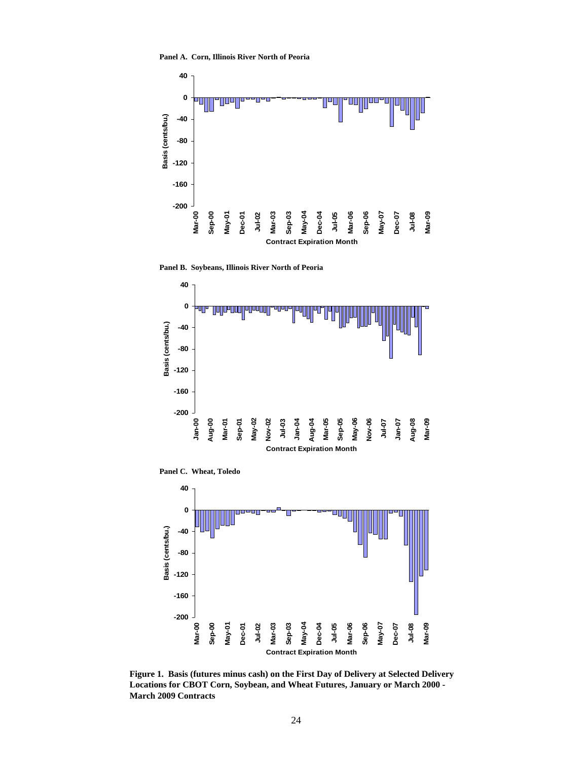**Panel A. Corn, Illinois River North of Peoria**

**Panel B. Soybeans, Illinois River North of Peoria**

**Panel C. Wheat, Toledo**

**Figure 1. Basis (futures minus cash) on the First Day of Delivery at Selected Delivery Locations for CBOT Corn, Soybean, and Wheat Futures, January or March 2000 - March 2009 Contracts**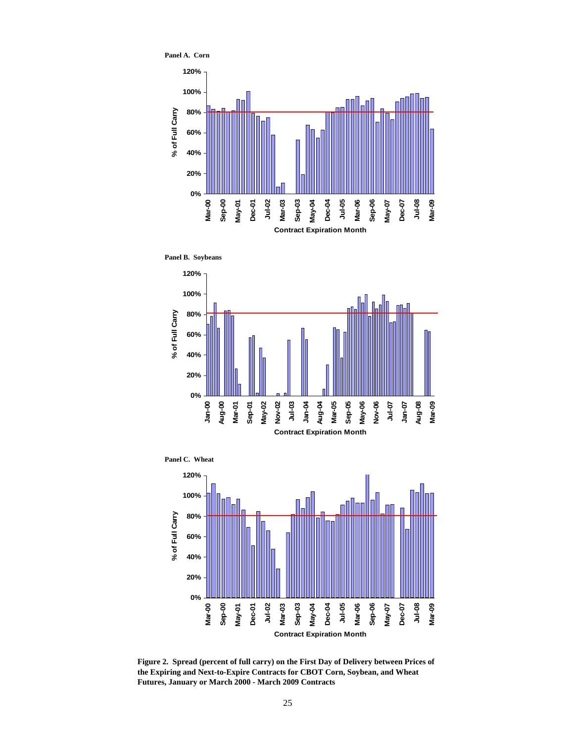**Panel A. Corn**

**Panel B. Soybeans**

**Panel C. Wheat**

**Figure 2. Spread (percent of full carry) on the First Day of Delivery between Prices of the Expiring and Next-to-Expire Contracts for CBOT Corn, Soybean, and Wheat Futures, January or March 2000 - March 2009 Contracts**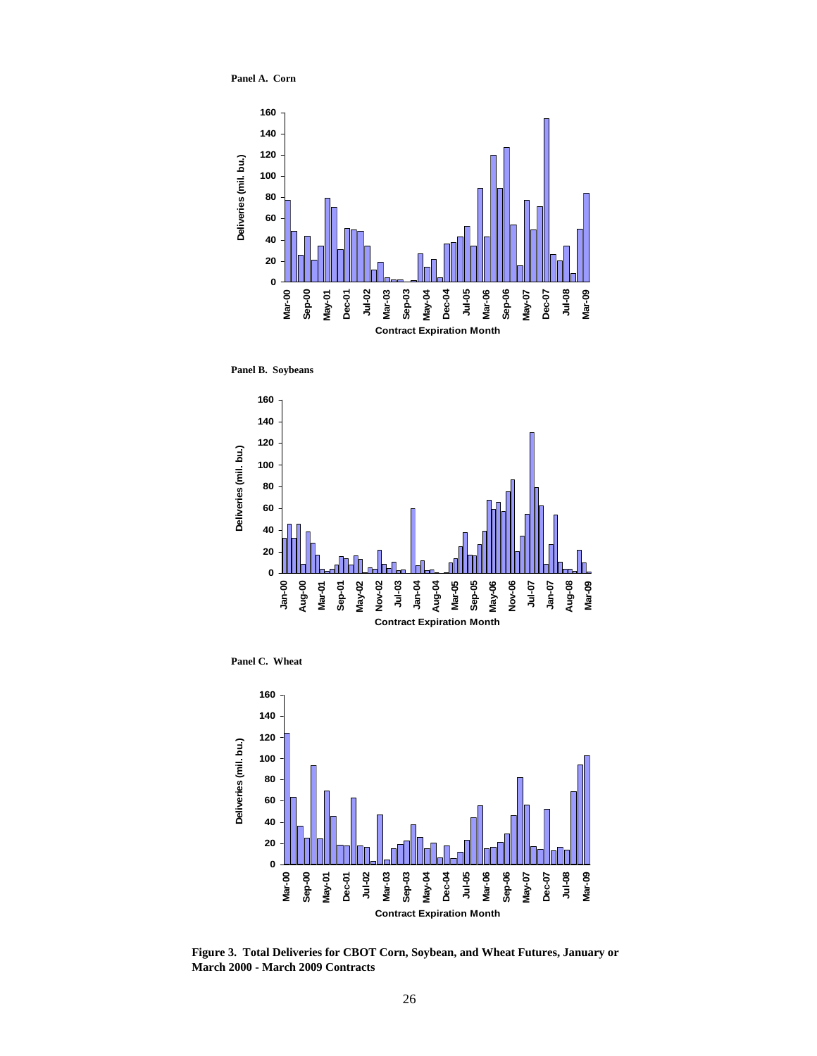**Panel A. Corn**

**Panel B. Soybeans**

**Panel C. Wheat**

**Figure 3. Total Deliveries for CBOT Corn, Soybean, and Wheat Futures, January or March 2000 - March 2009 Contracts**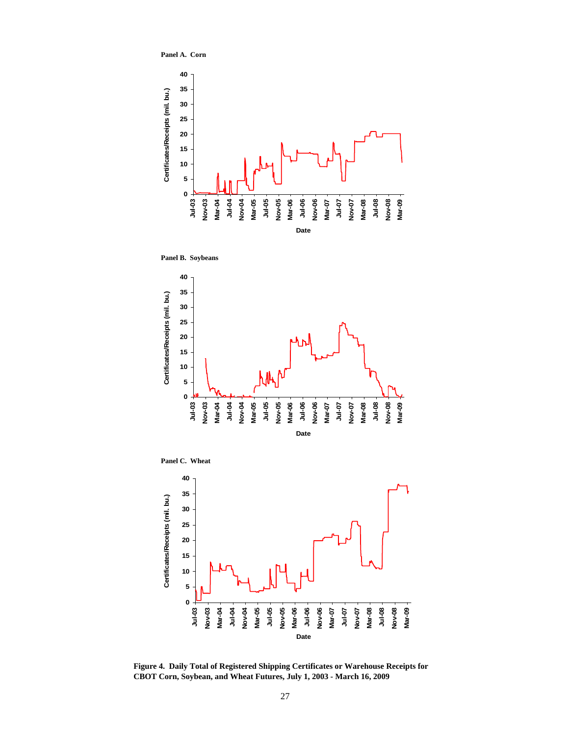Panel A. Corn

Panel B. Soybeans

Panel C. Wheat

**Figure 4. Daily Total of Registered Shipping Certificates or Warehouse Receipts for CBOT Corn, Soybean, and Wheat Futures, July 1, 2003 - March 16, 2009**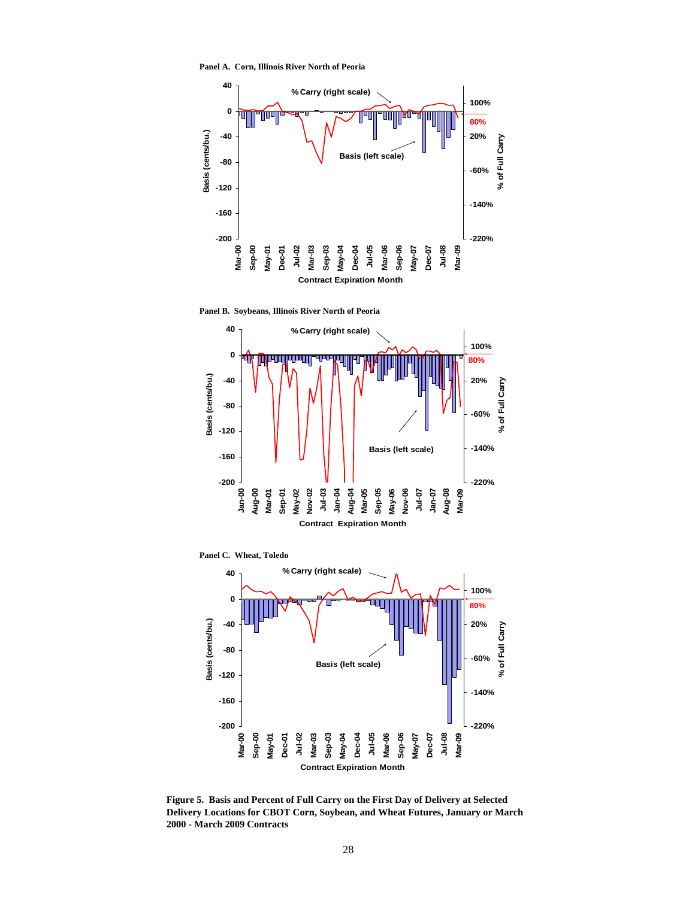Panel A. Corn, Illinois River North of Peoria

Panel B. Soybeans, Illinois River North of Peoria

Panel C. Wheat, Toledo

**Figure 5. Basis and Percent of Full Carry on the First Day of Delivery at Selected Delivery Locations for CBOT Corn, Soybean, and Wheat Futures, January or March 2000 - March 2009 Contracts**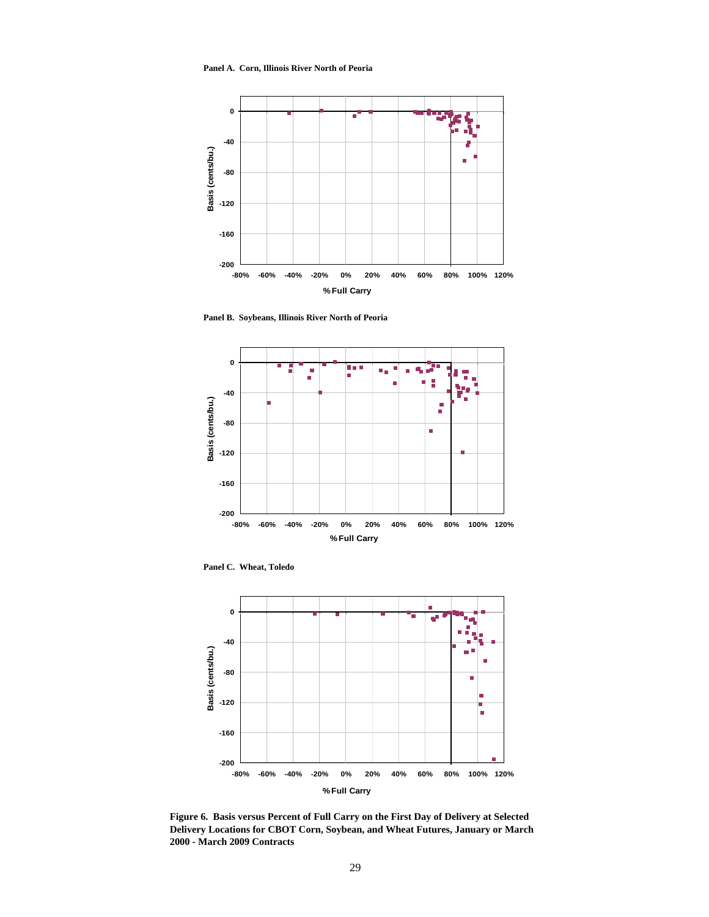**Panel A. Corn, Illinois River North of Peoria**

**Panel B. Soybeans, Illinois River North of Peoria**

**Panel C. Wheat, Toledo**

**Figure 6. Basis versus Percent of Full Carry on the First Day of Delivery at Selected Delivery Locations for CBOT Corn, Soybean, and Wheat Futures, January or March 2000 - March 2009 Contracts**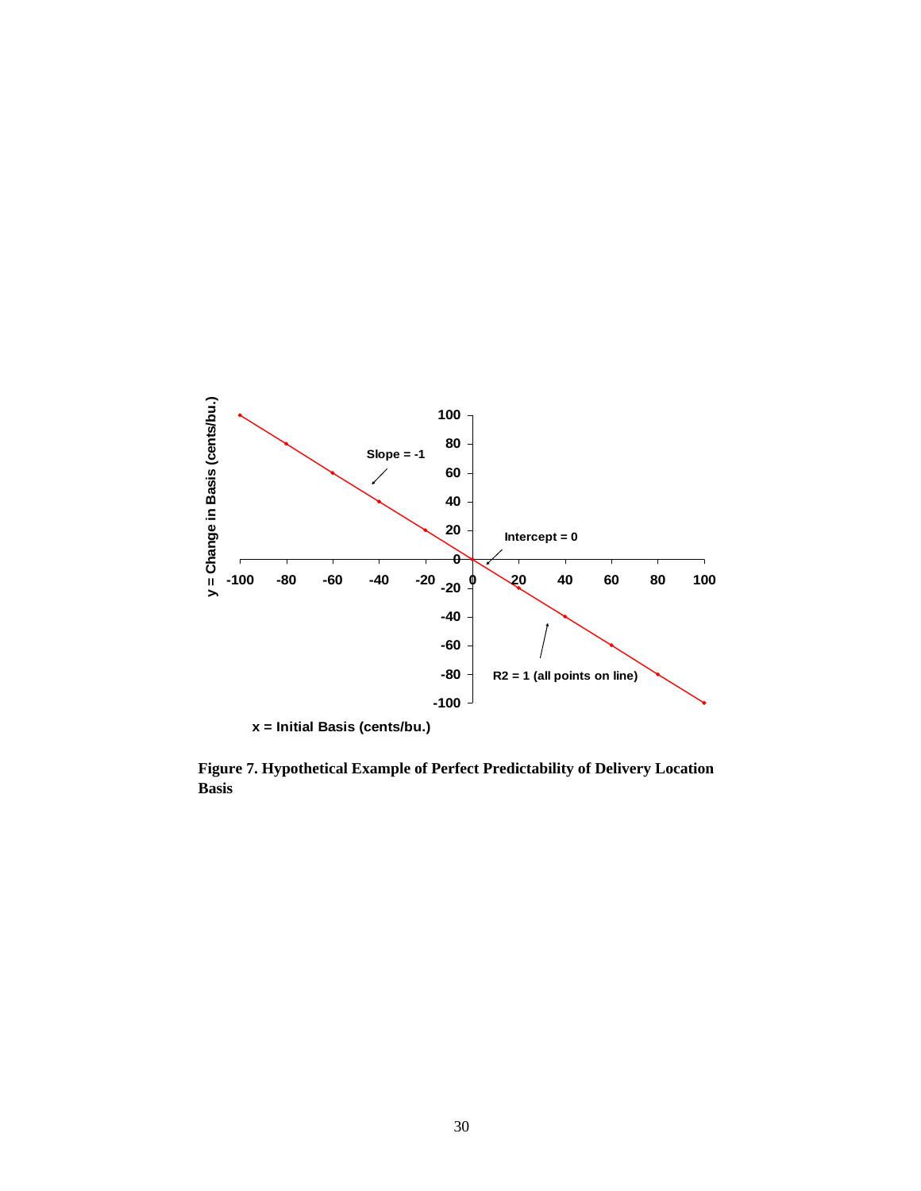**Figure 7. Hypothetical Example of Perfect Predictability of Delivery Location Basis**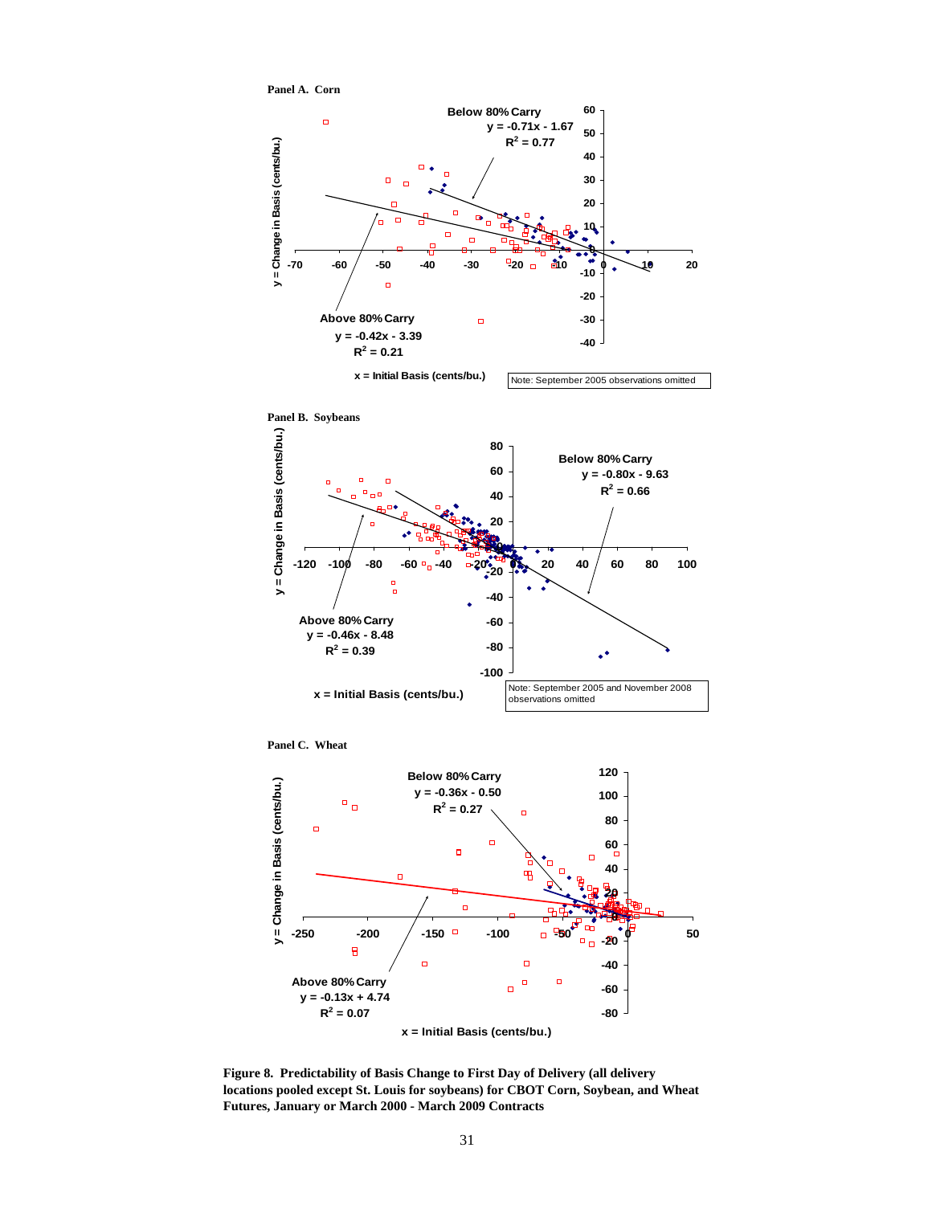**Panel A. Corn**

Below 80% Carry
$y = -0.71x - 1.67$
$R^2 = 0.77$

Above 80% Carry
$y = -0.42x - 3.39$
$R^2 = 0.21$

y = Change in Basis (cents/bu.)

x = Initial Basis (cents/bu.)

Note: September 2005 observations omitted

**Panel B. Soybeans**

Below 80% Carry
$y = -0.80x - 9.63$
$R^2 = 0.66$

Above 80% Carry
$y = -0.46x - 8.48$
$R^2 = 0.39$

y = Change in Basis (cents/bu.)

x = Initial Basis (cents/bu.)

Note: September 2005 and November 2008 observations omitted

**Panel C. Wheat**

Below 80% Carry
$y = -0.36x - 0.50$
$R^2 = 0.27$

Above 80% Carry
$y = -0.13x + 4.74$
$R^2 = 0.07$

y = Change in Basis (cents/bu.)

x = Initial Basis (cents/bu.)

**Figure 8. Predictability of Basis Change to First Day of Delivery (all delivery locations pooled except St. Louis for soybeans) for CBOT Corn, Soybean, and Wheat Futures, January or March 2000 - March 2009 Contracts**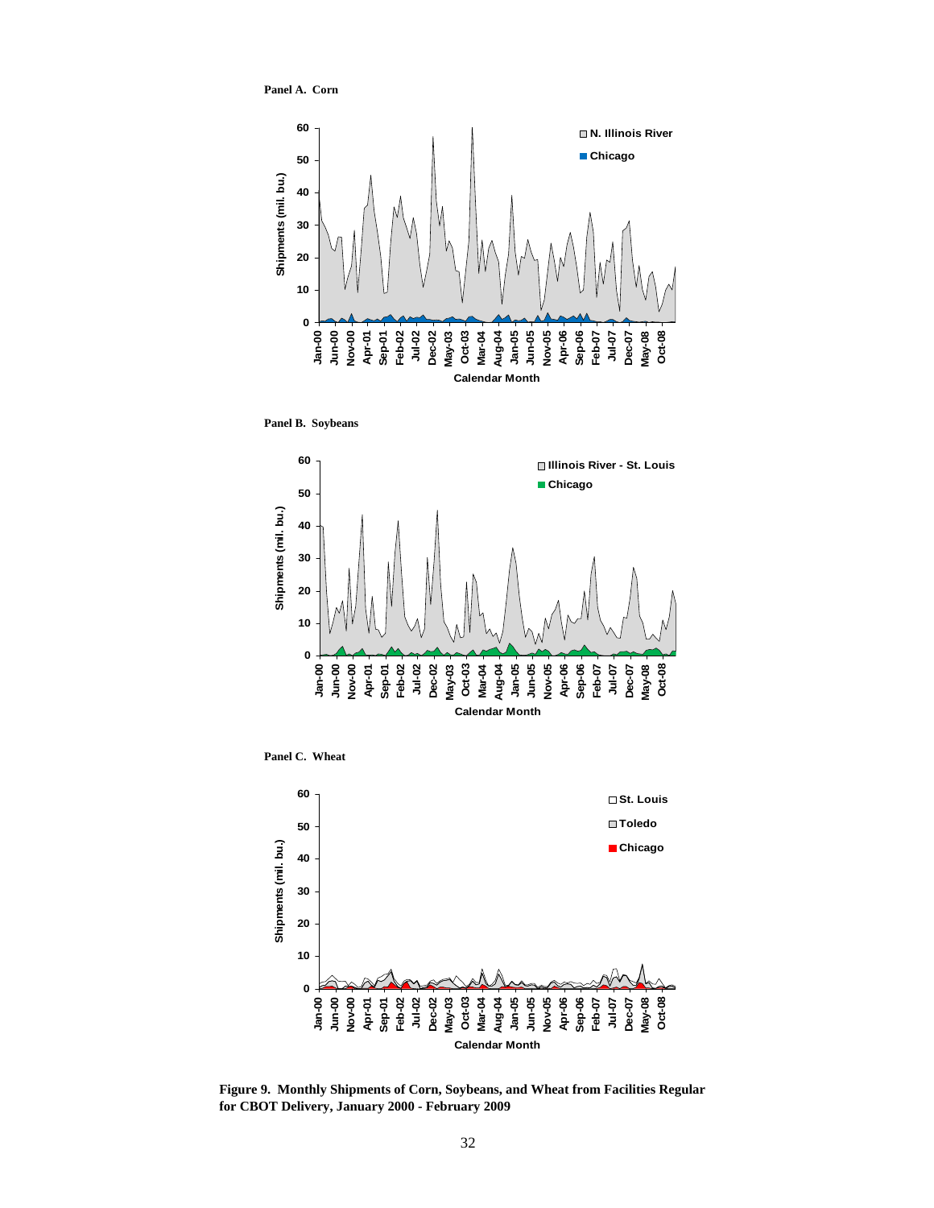**Panel A. Corn**

**Panel B. Soybeans**

**Panel C. Wheat**

**Figure 9. Monthly Shipments of Corn, Soybeans, and Wheat from Facilities Regular for CBOT Delivery, January 2000 - February 2009**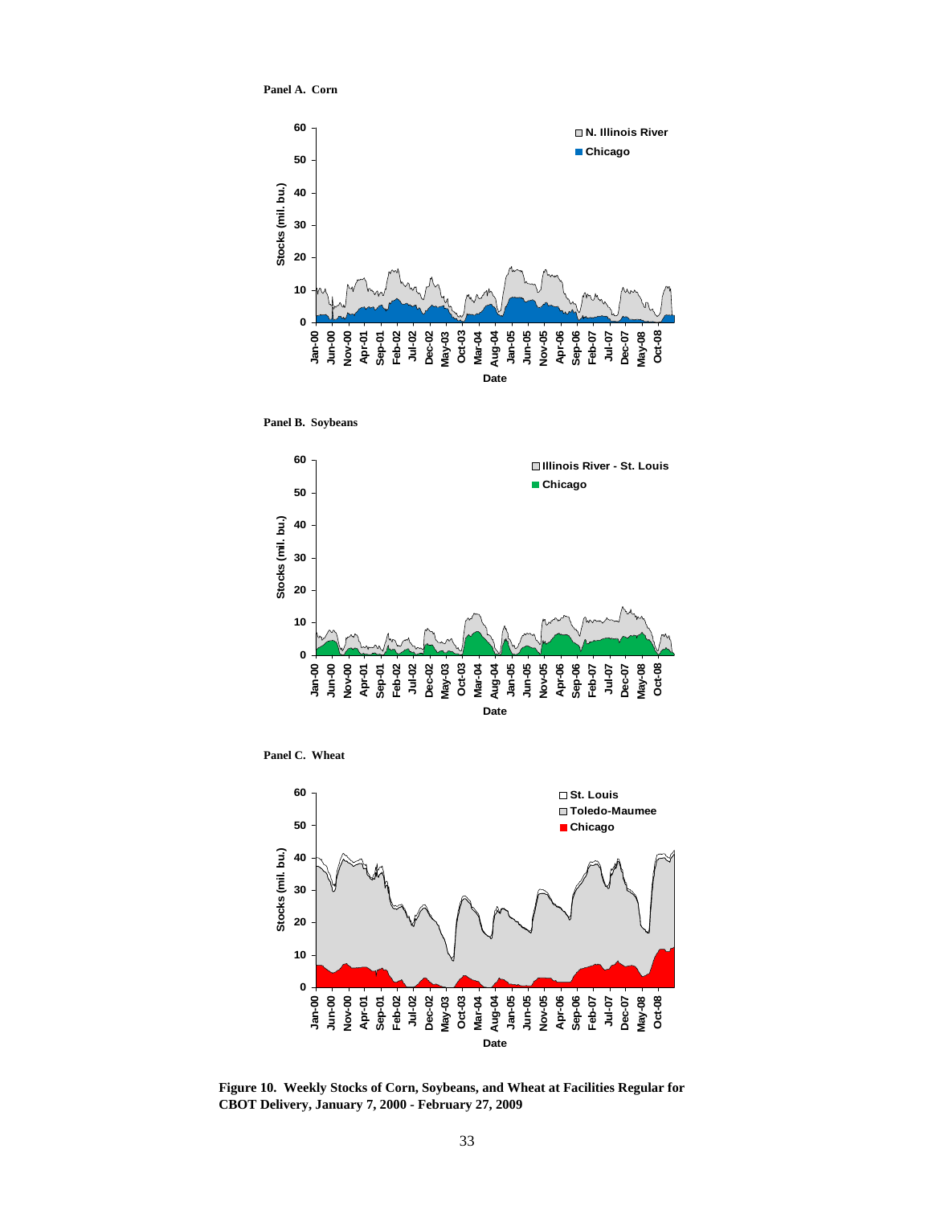Panel A. Corn

Stocks (mil. bu.)

60
50
40
30
20
10
0

N. Illinois River
Chicago

Jan-00 Jun-00 Nov-00 Apr-01 Sep-01 Feb-02 Jul-02 Dec-02 May-03 Oct-03 Mar-04 Aug-04 Jan-05 Jun-05 Nov-05 Apr-06 Sep-06 Feb-07 Jul-07 Dec-07 May-08 Oct-08

Date

Panel B. Soybeans

Stocks (mil. bu.)

60
50
40
30
20
10
0

Illinois River - St. Louis
Chicago

Jan-00 Jun-00 Nov-00 Apr-01 Sep-01 Feb-02 Jul-02 Dec-02 May-03 Oct-03 Mar-04 Aug-04 Jan-05 Jun-05 Nov-05 Apr-06 Sep-06 Feb-07 Jul-07 Dec-07 May-08 Oct-08

Date

Panel C. Wheat

Stocks (mil. bu.)

60
50
40
30
20
10
0

St. Louis
Toledo-Maumee
Chicago

Jan-00 Jun-00 Nov-00 Apr-01 Sep-01 Feb-02 Jul-02 Dec-02 May-03 Oct-03 Mar-04 Aug-04 Jan-05 Jun-05 Nov-05 Apr-06 Sep-06 Feb-07 Jul-07 Dec-07 May-08 Oct-08

Date

**Figure 10. Weekly Stocks of Corn, Soybeans, and Wheat at Facilities Regular for CBOT Delivery, January 7, 2000 - February 27, 2009**